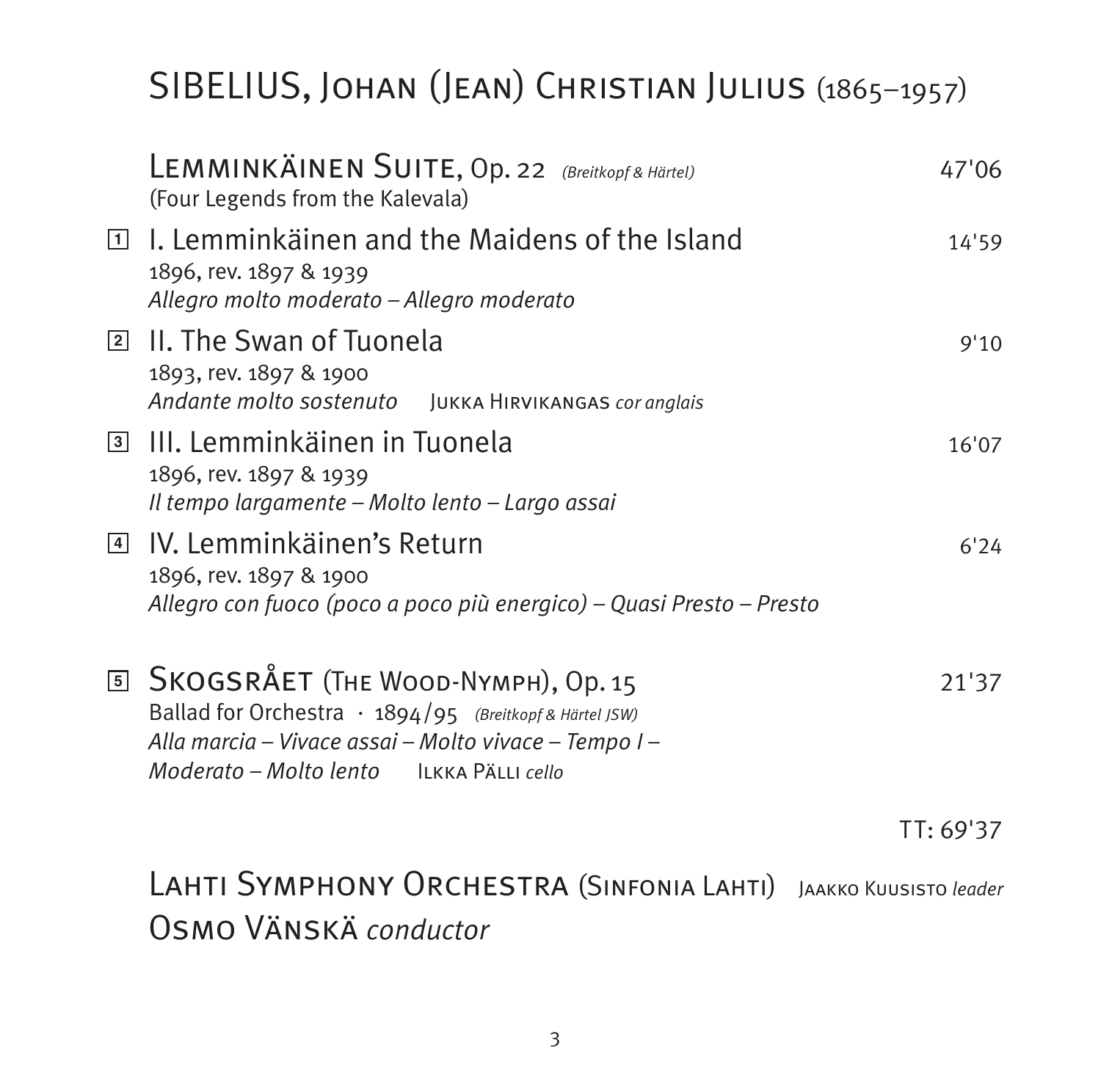# SIBELIUS, Johan (Jean) Christian Julius (1865–1957)

**Lemminkäinen Suite, Op. 22** *(Breitkopf & Härtel)* 47'06
(Four Legends from the Kalevala)

1 I. Lemminkäinen and the Maidens of the Island 14'59
1896, rev. 1897 & 1939
*Allegro molto moderato – Allegro moderato*

2 II. The Swan of Tuonela 9'10
1893, rev. 1897 & 1900
*Andante molto sostenuto* Jukka Hirvikangas *cor anglais*

3 III. Lemminkäinen in Tuonela 16'07
1896, rev. 1897 & 1939
*Il tempo largamente – Molto lento – Largo assai*

4 IV. Lemminkäinen's Return 6'24
1896, rev. 1897 & 1900
*Allegro con fuoco (poco a poco più energico) – Quasi Presto – Presto*

5 **Skogsrået (The Wood-Nymph), Op. 15** 21'37
Ballad for Orchestra · 1894/95 *(Breitkopf & Härtel JSW)*
*Alla marcia – Vivace assai – Molto vivace – Tempo I –*
*Moderato – Molto lento* Ilkka Pälli *cello*

TT: 69'37

Lahti Symphony Orchestra (Sinfonia Lahti) Jaakko Kuusisto *leader*
Osmo Vänskä *conductor*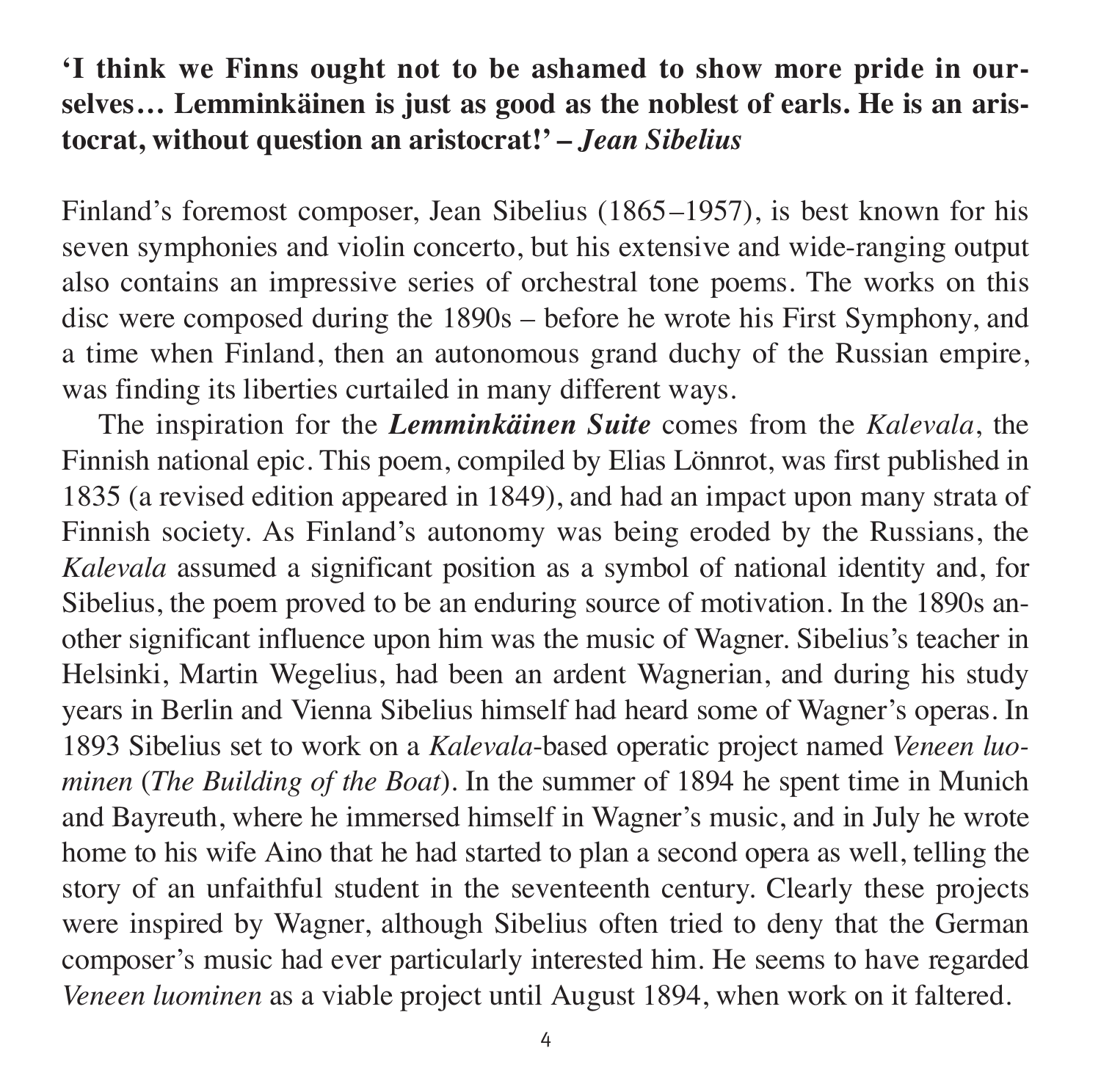**'I think we Finns ought not to be ashamed to show more pride in ourselves… Lemminkäinen is just as good as the noblest of earls. He is an aristocrat, without question an aristocrat!' – *Jean Sibelius***

Finland's foremost composer, Jean Sibelius (1865–1957), is best known for his seven symphonies and violin concerto, but his extensive and wide-ranging output also contains an impressive series of orchestral tone poems. The works on this disc were composed during the 1890s – before he wrote his First Symphony, and a time when Finland, then an autonomous grand duchy of the Russian empire, was finding its liberties curtailed in many different ways.

The inspiration for the ***Lemminkäinen Suite*** comes from the *Kalevala*, the Finnish national epic. This poem, compiled by Elias Lönnrot, was first published in 1835 (a revised edition appeared in 1849), and had an impact upon many strata of Finnish society. As Finland's autonomy was being eroded by the Russians, the *Kalevala* assumed a significant position as a symbol of national identity and, for Sibelius, the poem proved to be an enduring source of motivation. In the 1890s another significant influence upon him was the music of Wagner. Sibelius's teacher in Helsinki, Martin Wegelius, had been an ardent Wagnerian, and during his study years in Berlin and Vienna Sibelius himself had heard some of Wagner's operas. In 1893 Sibelius set to work on a *Kalevala*-based operatic project named *Veneen luominen* (*The Building of the Boat*). In the summer of 1894 he spent time in Munich and Bayreuth, where he immersed himself in Wagner's music, and in July he wrote home to his wife Aino that he had started to plan a second opera as well, telling the story of an unfaithful student in the seventeenth century. Clearly these projects were inspired by Wagner, although Sibelius often tried to deny that the German composer's music had ever particularly interested him. He seems to have regarded *Veneen luominen* as a viable project until August 1894, when work on it faltered.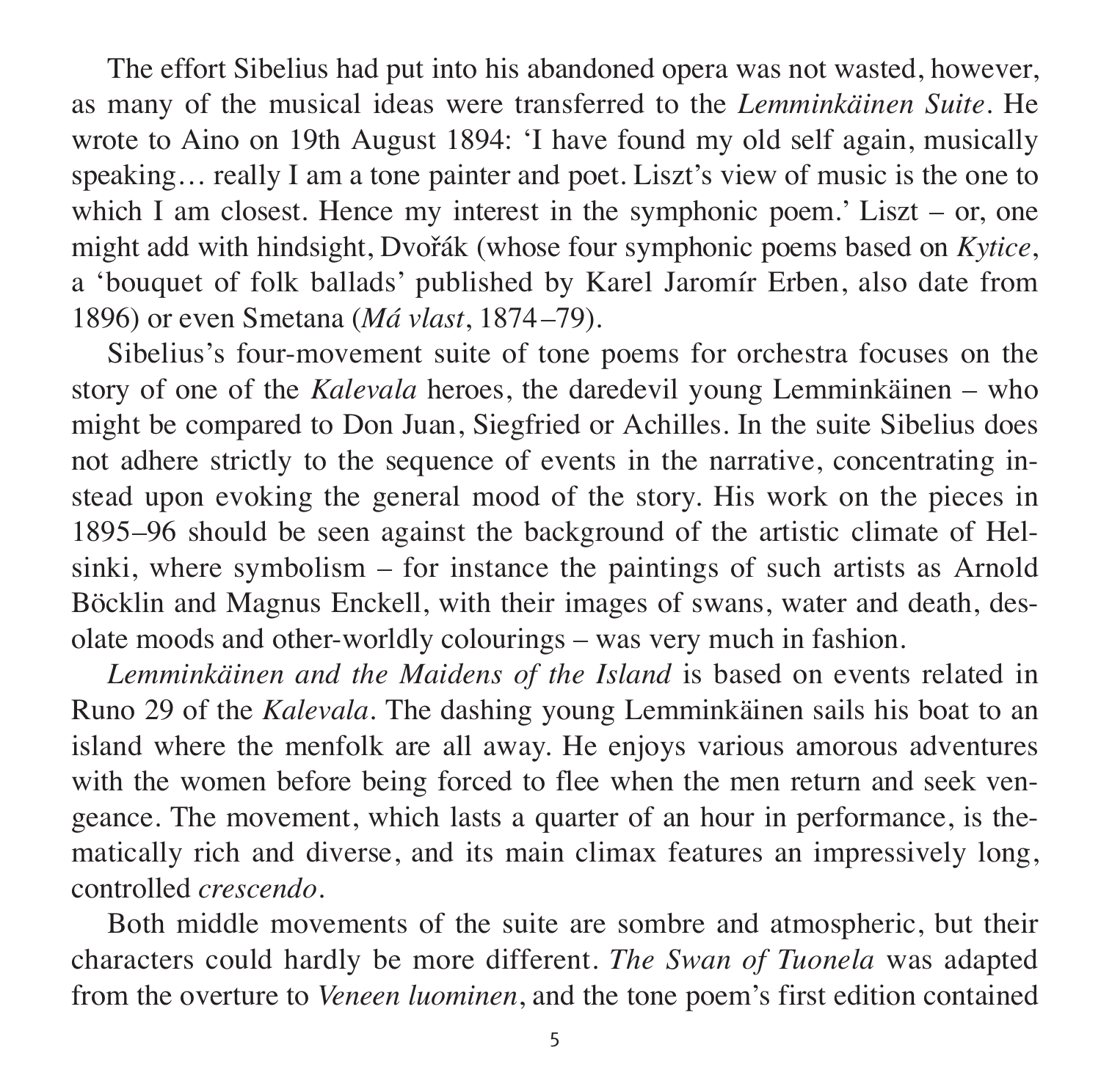The effort Sibelius had put into his abandoned opera was not wasted, however, as many of the musical ideas were transferred to the *Lemminkäinen Suite*. He wrote to Aino on 19th August 1894: 'I have found my old self again, musically speaking… really I am a tone painter and poet. Liszt's view of music is the one to which I am closest. Hence my interest in the symphonic poem.' Liszt – or, one might add with hindsight, Dvořák (whose four symphonic poems based on *Kytice*, a 'bouquet of folk ballads' published by Karel Jaromír Erben, also date from 1896) or even Smetana (*Má vlast*, 1874–79).

Sibelius's four-movement suite of tone poems for orchestra focuses on the story of one of the *Kalevala* heroes, the daredevil young Lemminkäinen – who might be compared to Don Juan, Siegfried or Achilles. In the suite Sibelius does not adhere strictly to the sequence of events in the narrative, concentrating instead upon evoking the general mood of the story. His work on the pieces in 1895–96 should be seen against the background of the artistic climate of Helsinki, where symbolism – for instance the paintings of such artists as Arnold Böcklin and Magnus Enckell, with their images of swans, water and death, desolate moods and other-worldly colourings – was very much in fashion.

*Lemminkäinen and the Maidens of the Island* is based on events related in Runo 29 of the *Kalevala*. The dashing young Lemminkäinen sails his boat to an island where the menfolk are all away. He enjoys various amorous adventures with the women before being forced to flee when the men return and seek vengeance. The movement, which lasts a quarter of an hour in performance, is thematically rich and diverse, and its main climax features an impressively long, controlled *crescendo*.

Both middle movements of the suite are sombre and atmospheric, but their characters could hardly be more different. *The Swan of Tuonela* was adapted from the overture to *Veneen luominen*, and the tone poem's first edition contained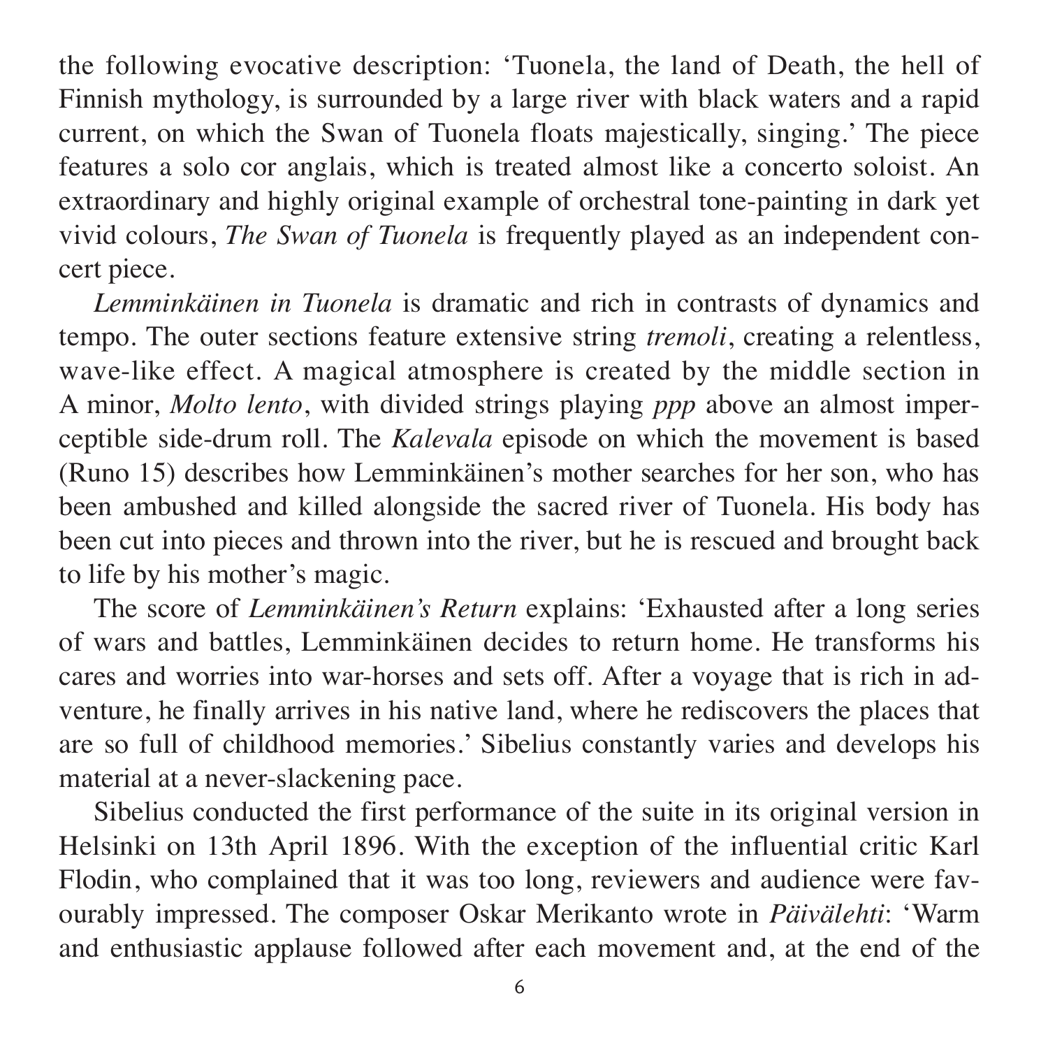the following evocative description: 'Tuonela, the land of Death, the hell of Finnish mythology, is surrounded by a large river with black waters and a rapid current, on which the Swan of Tuonela floats majestically, singing.' The piece features a solo cor anglais, which is treated almost like a concerto soloist. An extraordinary and highly original example of orchestral tone-painting in dark yet vivid colours, *The Swan of Tuonela* is frequently played as an independent concert piece.

*Lemminkäinen in Tuonela* is dramatic and rich in contrasts of dynamics and tempo. The outer sections feature extensive string *tremoli*, creating a relentless, wave-like effect. A magical atmosphere is created by the middle section in A minor, *Molto lento*, with divided strings playing *ppp* above an almost imperceptible side-drum roll. The *Kalevala* episode on which the movement is based (Runo 15) describes how Lemminkäinen's mother searches for her son, who has been ambushed and killed alongside the sacred river of Tuonela. His body has been cut into pieces and thrown into the river, but he is rescued and brought back to life by his mother's magic.

The score of *Lemminkäinen's Return* explains: 'Exhausted after a long series of wars and battles, Lemminkäinen decides to return home. He transforms his cares and worries into war-horses and sets off. After a voyage that is rich in adventure, he finally arrives in his native land, where he rediscovers the places that are so full of childhood memories.' Sibelius constantly varies and develops his material at a never-slackening pace.

Sibelius conducted the first performance of the suite in its original version in Helsinki on 13th April 1896. With the exception of the influential critic Karl Flodin, who complained that it was too long, reviewers and audience were favourably impressed. The composer Oskar Merikanto wrote in *Päivälehti*: 'Warm and enthusiastic applause followed after each movement and, at the end of the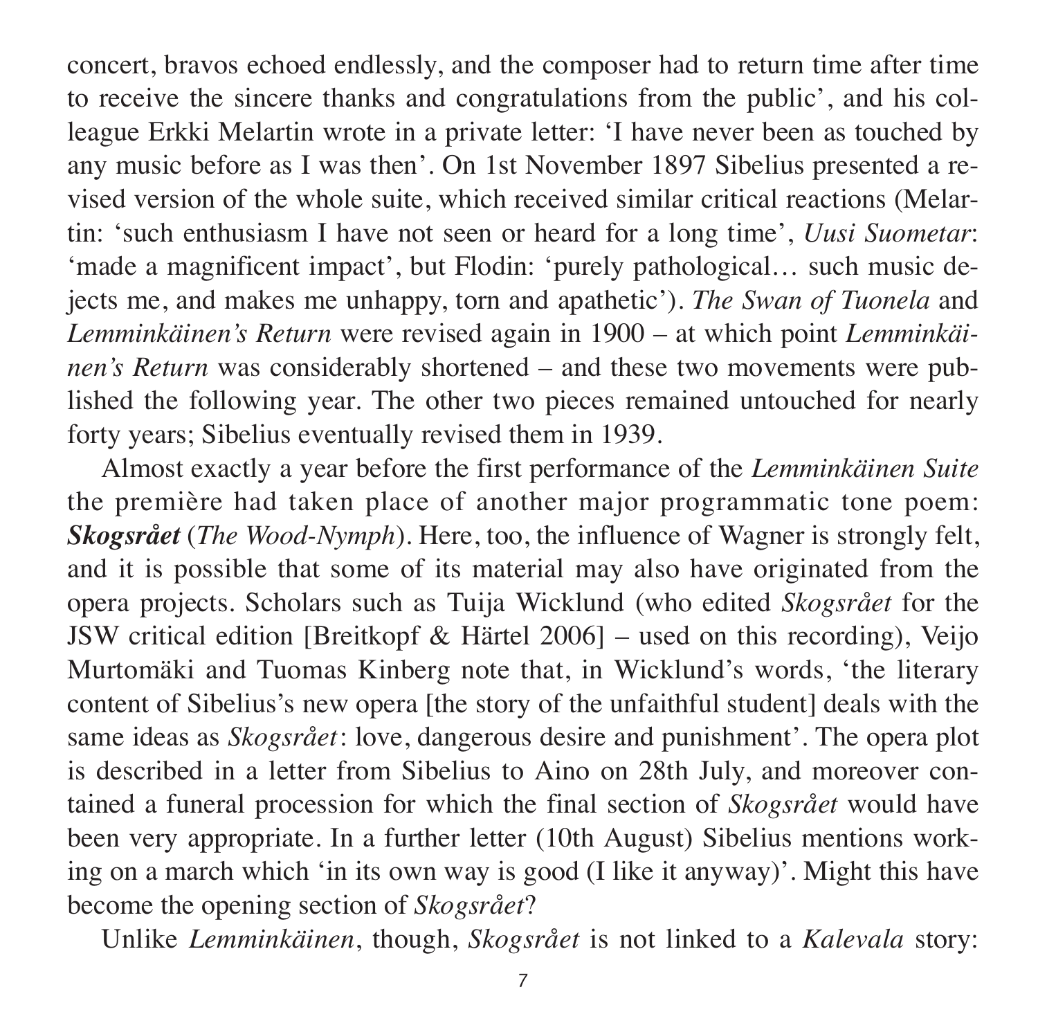concert, bravos echoed endlessly, and the composer had to return time after time to receive the sincere thanks and congratulations from the public', and his colleague Erkki Melartin wrote in a private letter: 'I have never been as touched by any music before as I was then'. On 1st November 1897 Sibelius presented a revised version of the whole suite, which received similar critical reactions (Melartin: 'such enthusiasm I have not seen or heard for a long time', *Uusi Suometar*: 'made a magnificent impact', but Flodin: 'purely pathological… such music dejects me, and makes me unhappy, torn and apathetic'). *The Swan of Tuonela* and *Lemminkäinen's Return* were revised again in 1900 – at which point *Lemminkäinen's Return* was considerably shortened – and these two movements were published the following year. The other two pieces remained untouched for nearly forty years; Sibelius eventually revised them in 1939.

Almost exactly a year before the first performance of the *Lemminkäinen Suite* the première had taken place of another major programmatic tone poem: ***Skogsrået*** (*The Wood-Nymph*). Here, too, the influence of Wagner is strongly felt, and it is possible that some of its material may also have originated from the opera projects. Scholars such as Tuija Wicklund (who edited *Skogsrået* for the JSW critical edition [Breitkopf & Härtel 2006] – used on this recording), Veijo Murtomäki and Tuomas Kinberg note that, in Wicklund's words, 'the literary content of Sibelius's new opera [the story of the unfaithful student] deals with the same ideas as *Skogsrået*: love, dangerous desire and punishment'. The opera plot is described in a letter from Sibelius to Aino on 28th July, and moreover contained a funeral procession for which the final section of *Skogsrået* would have been very appropriate. In a further letter (10th August) Sibelius mentions working on a march which 'in its own way is good (I like it anyway)'. Might this have become the opening section of *Skogsrået*?

Unlike *Lemminkäinen*, though, *Skogsrået* is not linked to a *Kalevala* story: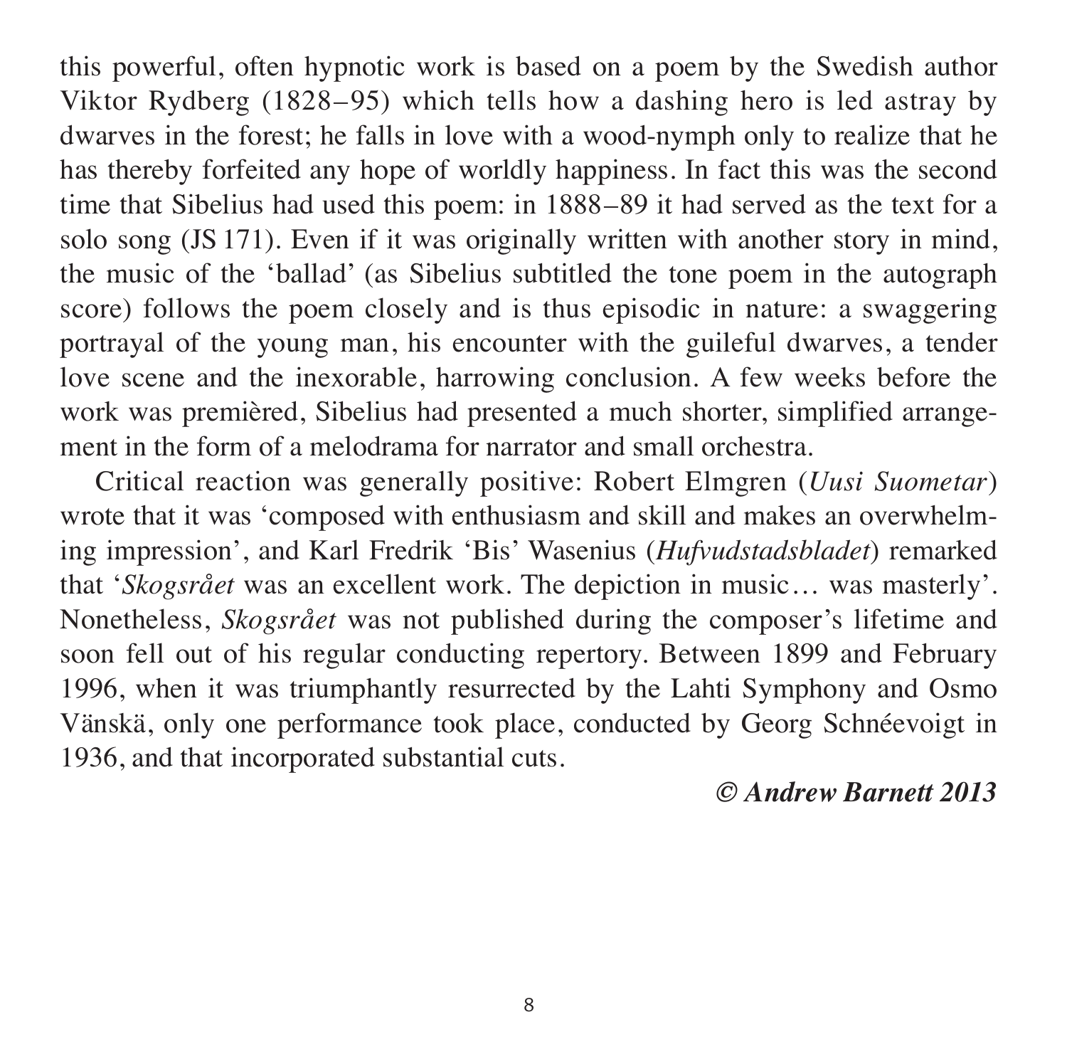this powerful, often hypnotic work is based on a poem by the Swedish author Viktor Rydberg (1828–95) which tells how a dashing hero is led astray by dwarves in the forest; he falls in love with a wood-nymph only to realize that he has thereby forfeited any hope of worldly happiness. In fact this was the second time that Sibelius had used this poem: in 1888–89 it had served as the text for a solo song (JS 171). Even if it was originally written with another story in mind, the music of the 'ballad' (as Sibelius subtitled the tone poem in the autograph score) follows the poem closely and is thus episodic in nature: a swaggering portrayal of the young man, his encounter with the guileful dwarves, a tender love scene and the inexorable, harrowing conclusion. A few weeks before the work was premièred, Sibelius had presented a much shorter, simplified arrangement in the form of a melodrama for narrator and small orchestra.

Critical reaction was generally positive: Robert Elmgren (*Uusi Suometar*) wrote that it was 'composed with enthusiasm and skill and makes an overwhelming impression', and Karl Fredrik 'Bis' Wasenius (*Hufvudstadsbladet*) remarked that '*Skogsrået* was an excellent work. The depiction in music… was masterly'. Nonetheless, *Skogsrået* was not published during the composer's lifetime and soon fell out of his regular conducting repertory. Between 1899 and February 1996, when it was triumphantly resurrected by the Lahti Symphony and Osmo Vänskä, only one performance took place, conducted by Georg Schnéevoigt in 1936, and that incorporated substantial cuts.

***© Andrew Barnett 2013***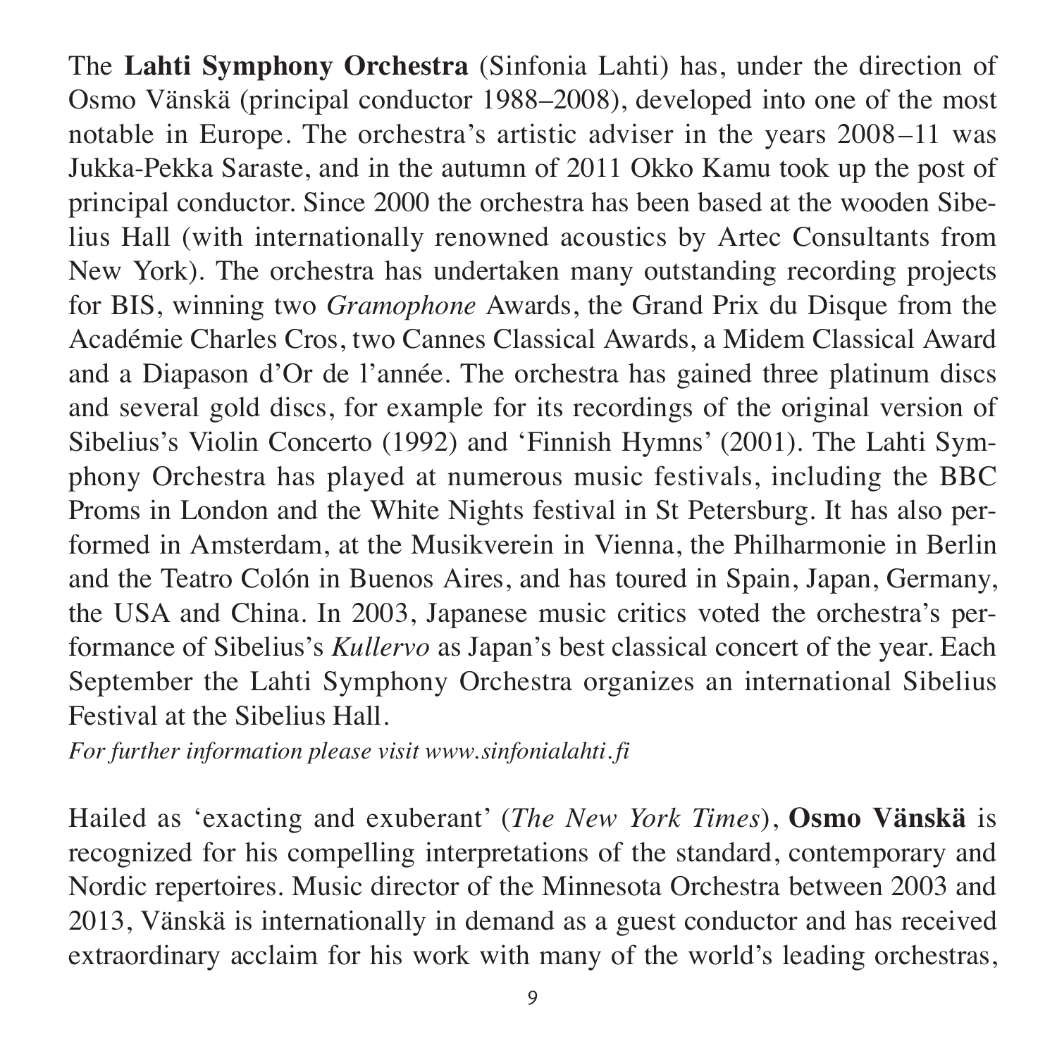The **Lahti Symphony Orchestra** (Sinfonia Lahti) has, under the direction of Osmo Vänskä (principal conductor 1988–2008), developed into one of the most notable in Europe. The orchestra's artistic adviser in the years 2008–11 was Jukka-Pekka Saraste, and in the autumn of 2011 Okko Kamu took up the post of principal conductor. Since 2000 the orchestra has been based at the wooden Sibelius Hall (with internationally renowned acoustics by Artec Consultants from New York). The orchestra has undertaken many outstanding recording projects for BIS, winning two *Gramophone* Awards, the Grand Prix du Disque from the Académie Charles Cros, two Cannes Classical Awards, a Midem Classical Award and a Diapason d'Or de l'année. The orchestra has gained three platinum discs and several gold discs, for example for its recordings of the original version of Sibelius's Violin Concerto (1992) and 'Finnish Hymns' (2001). The Lahti Symphony Orchestra has played at numerous music festivals, including the BBC Proms in London and the White Nights festival in St Petersburg. It has also performed in Amsterdam, at the Musikverein in Vienna, the Philharmonie in Berlin and the Teatro Colón in Buenos Aires, and has toured in Spain, Japan, Germany, the USA and China. In 2003, Japanese music critics voted the orchestra's performance of Sibelius's *Kullervo* as Japan's best classical concert of the year. Each September the Lahti Symphony Orchestra organizes an international Sibelius Festival at the Sibelius Hall.

*For further information please visit www.sinfonialahti.fi*

Hailed as 'exacting and exuberant' (*The New York Times*), **Osmo Vänskä** is recognized for his compelling interpretations of the standard, contemporary and Nordic repertoires. Music director of the Minnesota Orchestra between 2003 and 2013, Vänskä is internationally in demand as a guest conductor and has received extraordinary acclaim for his work with many of the world's leading orchestras,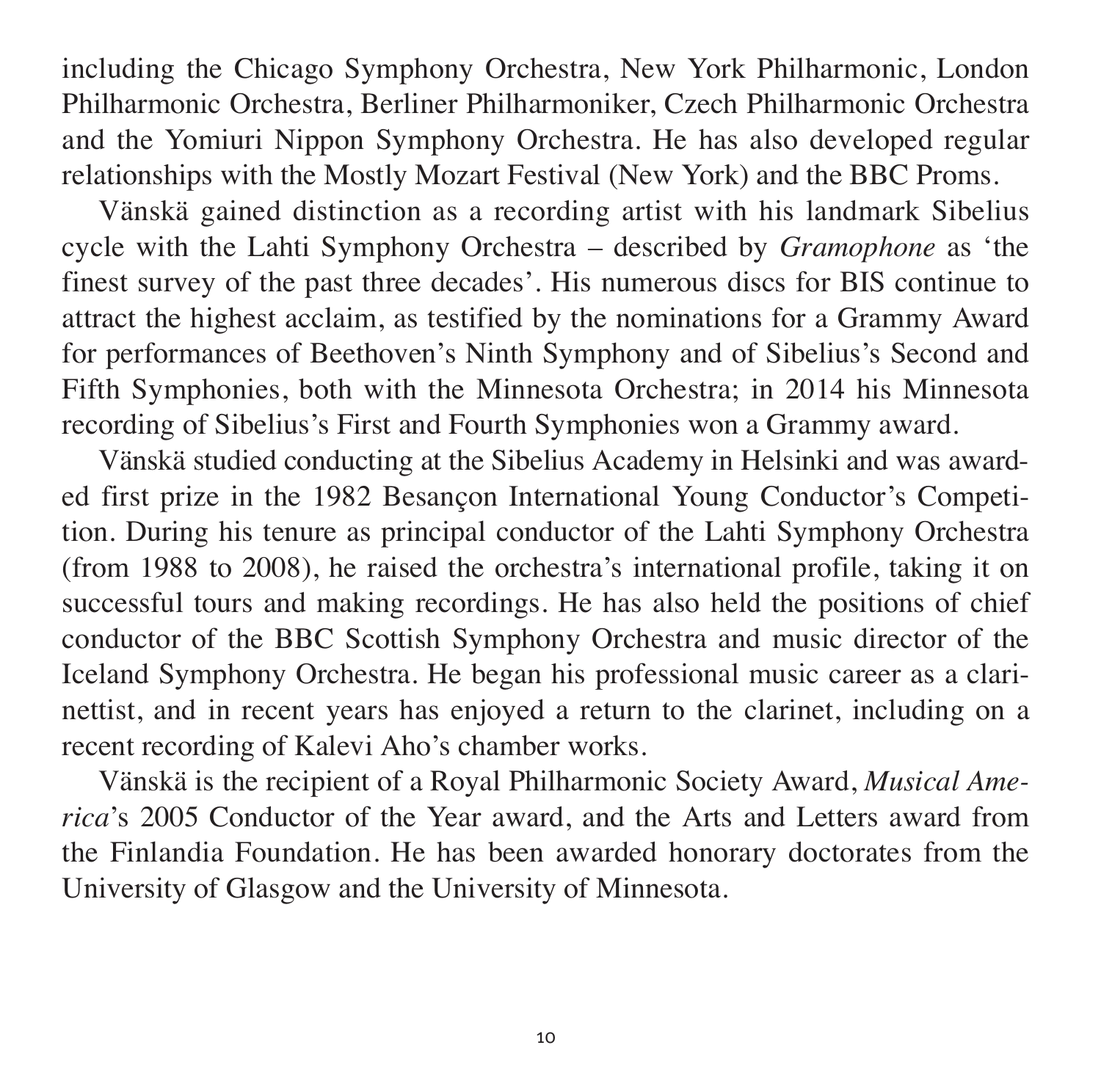including the Chicago Symphony Orchestra, New York Philharmonic, London Philharmonic Orchestra, Berliner Philharmoniker, Czech Philharmonic Orchestra and the Yomiuri Nippon Symphony Orchestra. He has also developed regular relationships with the Mostly Mozart Festival (New York) and the BBC Proms.

Vänskä gained distinction as a recording artist with his landmark Sibelius cycle with the Lahti Symphony Orchestra – described by *Gramophone* as 'the finest survey of the past three decades'. His numerous discs for BIS continue to attract the highest acclaim, as testified by the nominations for a Grammy Award for performances of Beethoven's Ninth Symphony and of Sibelius's Second and Fifth Symphonies, both with the Minnesota Orchestra; in 2014 his Minnesota recording of Sibelius's First and Fourth Symphonies won a Grammy award.

Vänskä studied conducting at the Sibelius Academy in Helsinki and was awarded first prize in the 1982 Besançon International Young Conductor's Competition. During his tenure as principal conductor of the Lahti Symphony Orchestra (from 1988 to 2008), he raised the orchestra's international profile, taking it on successful tours and making recordings. He has also held the positions of chief conductor of the BBC Scottish Symphony Orchestra and music director of the Iceland Symphony Orchestra. He began his professional music career as a clarinettist, and in recent years has enjoyed a return to the clarinet, including on a recent recording of Kalevi Aho's chamber works.

Vänskä is the recipient of a Royal Philharmonic Society Award, *Musical America*'s 2005 Conductor of the Year award, and the Arts and Letters award from the Finlandia Foundation. He has been awarded honorary doctorates from the University of Glasgow and the University of Minnesota.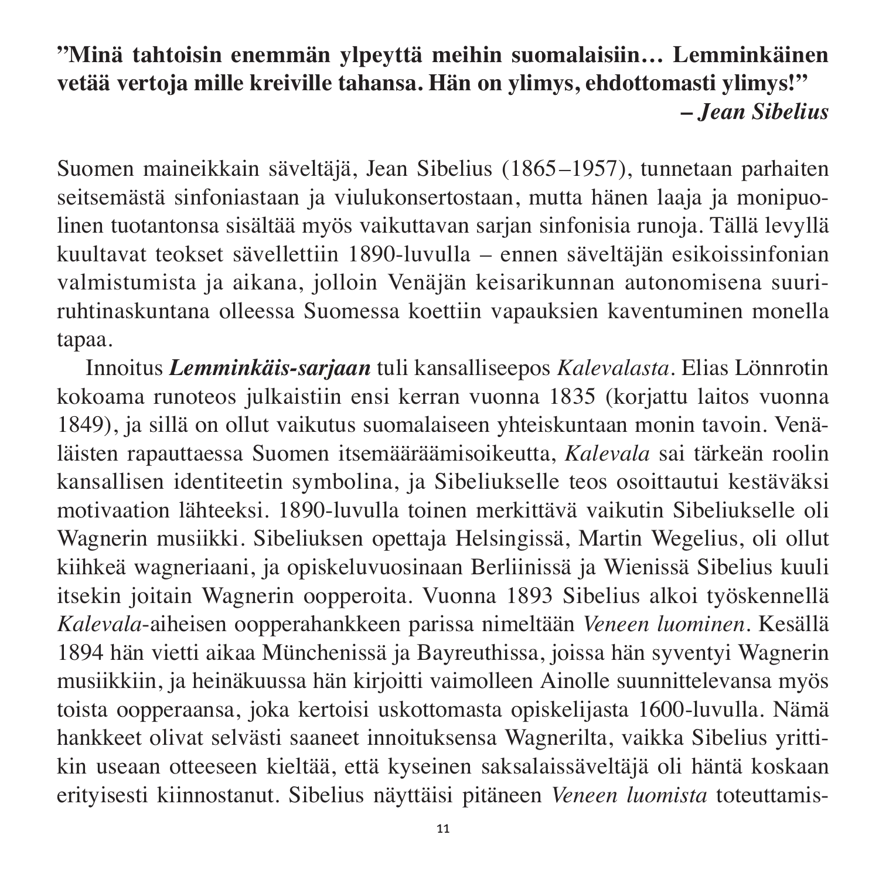**”Minä tahtoisin enemmän ylpeyttä meihin suomalaisiin… Lemminkäinen vetää vertoja mille kreiville tahansa. Hän on ylimys, ehdottomasti ylimys!”**
***– Jean Sibelius***

Suomen maineikkain säveltäjä, Jean Sibelius (1865–1957), tunnetaan parhaiten seitsemästä sinfoniastaan ja viulukonsertostaan, mutta hänen laaja ja monipuolinen tuotantonsa sisältää myös vaikuttavan sarjan sinfonisia runoja. Tällä levyllä kuultavat teokset sävellettiin 1890-luvulla – ennen säveltäjän esikoissinfonian valmistumista ja aikana, jolloin Venäjän keisarikunnan autonomisena suuriruhtinaskuntana olleessa Suomessa koettiin vapauksien kaventuminen monella tapaa.

Innoitus ***Lemminkäis-sarjaan*** tuli kansalliseepos *Kalevalasta*. Elias Lönnrotin kokoama runoteos julkaistiin ensi kerran vuonna 1835 (korjattu laitos vuonna 1849), ja sillä on ollut vaikutus suomalaiseen yhteiskuntaan monin tavoin. Venäläisten rapauttaessa Suomen itsemääräämisoikeutta, *Kalevala* sai tärkeän roolin kansallisen identiteetin symbolina, ja Sibeliukselle teos osoittautui kestäväksi motivaation lähteeksi. 1890-luvulla toinen merkittävä vaikutin Sibeliukselle oli Wagnerin musiikki. Sibeliuksen opettaja Helsingissä, Martin Wegelius, oli ollut kiihkeä wagneriaani, ja opiskeluvuosinaan Berliinissä ja Wienissä Sibelius kuuli itsekin joitain Wagnerin oopperoita. Vuonna 1893 Sibelius alkoi työskennellä *Kalevala*-aiheisen oopperahankkeen parissa nimeltään *Veneen luominen*. Kesällä 1894 hän vietti aikaa Münchenissä ja Bayreuthissa, joissa hän syventyi Wagnerin musiikkiin, ja heinäkuussa hän kirjoitti vaimolleen Ainolle suunnittelevansa myös toista oopperaansa, joka kertoisi uskottomasta opiskelijasta 1600-luvulla. Nämä hankkeet olivat selvästi saaneet innoituksensa Wagnerilta, vaikka Sibelius yrittikin useaan otteeseen kieltää, että kyseinen saksalaissäveltäjä oli häntä koskaan erityisesti kiinnostanut. Sibelius näyttäisi pitäneen *Veneen luomista* toteuttamis-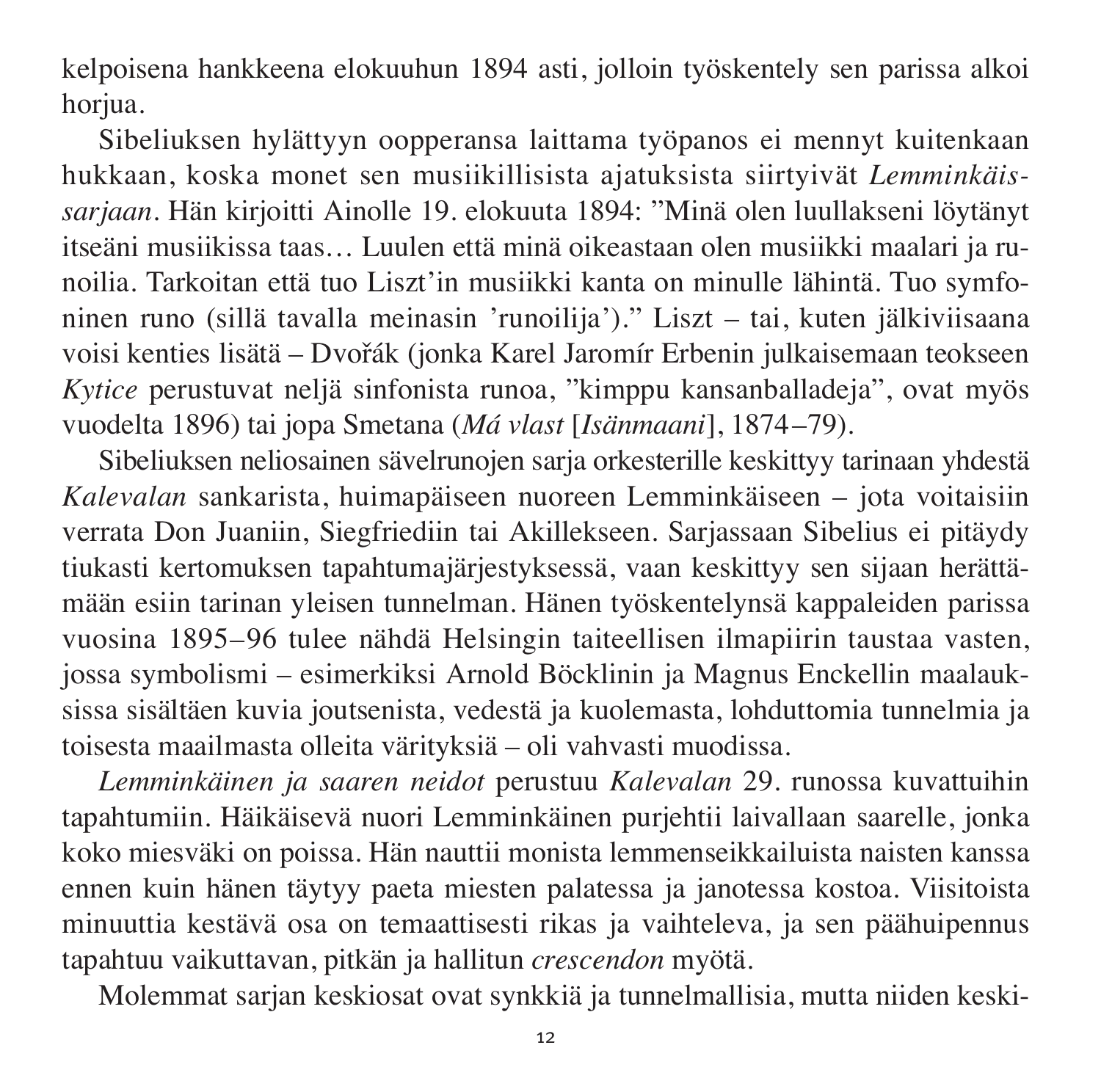kelpoisena hankkeena elokuuhun 1894 asti, jolloin työskentely sen parissa alkoi horjua.

Sibeliuksen hylättyyn oopperansa laittama työpanos ei mennyt kuitenkaan hukkaan, koska monet sen musiikillisista ajatuksista siirtyivät *Lemminkäis-sarjaan*. Hän kirjoitti Ainolle 19. elokuuta 1894: ”Minä olen luullakseni löytänyt itseäni musiikissa taas… Luulen että minä oikeastaan olen musiikki maalari ja runoilia. Tarkoitan että tuo Liszt'in musiikki kanta on minulle lähintä. Tuo symfoninen runo (sillä tavalla meinasin 'runoilija')." Liszt – tai, kuten jälkiviisaana voisi kenties lisätä – Dvořák (jonka Karel Jaromír Erbenin julkaisemaan teokseen *Kytice* perustuvat neljä sinfonista runoa, ”kimppu kansanballadeja", ovat myös vuodelta 1896) tai jopa Smetana (*Má vlast* [*Isänmaani*], 1874–79).

Sibeliuksen neliosainen sävelrunojen sarja orkesterille keskittyy tarinaan yhdestä *Kalevalan* sankarista, huimapäiseen nuoreen Lemminkäiseen – jota voitaisiin verrata Don Juaniin, Siegfriediin tai Akillekseen. Sarjassaan Sibelius ei pitäydy tiukasti kertomuksen tapahtumajärjestyksessä, vaan keskittyy sen sijaan herättämään esiin tarinan yleisen tunnelman. Hänen työskentelynsä kappaleiden parissa vuosina 1895–96 tulee nähdä Helsingin taiteellisen ilmapiirin taustaa vasten, jossa symbolismi – esimerkiksi Arnold Böcklinin ja Magnus Enckellin maalauksissa sisältäen kuvia joutsenista, vedestä ja kuolemasta, lohduttomia tunnelmia ja toisesta maailmasta olleita värityksiä – oli vahvasti muodissa.

*Lemminkäinen ja saaren neidot* perustuu *Kalevalan* 29. runossa kuvattuihin tapahtumiin. Häikäisevä nuori Lemminkäinen purjehtii laivallaan saarelle, jonka koko miesväki on poissa. Hän nauttii monista lemmenseikkailuista naisten kanssa ennen kuin hänen täytyy paeta miesten palatessa ja janotessa kostoa. Viisitoista minuuttia kestävä osa on temaattisesti rikas ja vaihteleva, ja sen päähuipennus tapahtuu vaikuttavan, pitkän ja hallitun *crescendon* myötä.

Molemmat sarjan keskiosat ovat synkkiä ja tunnelmallisia, mutta niiden keski-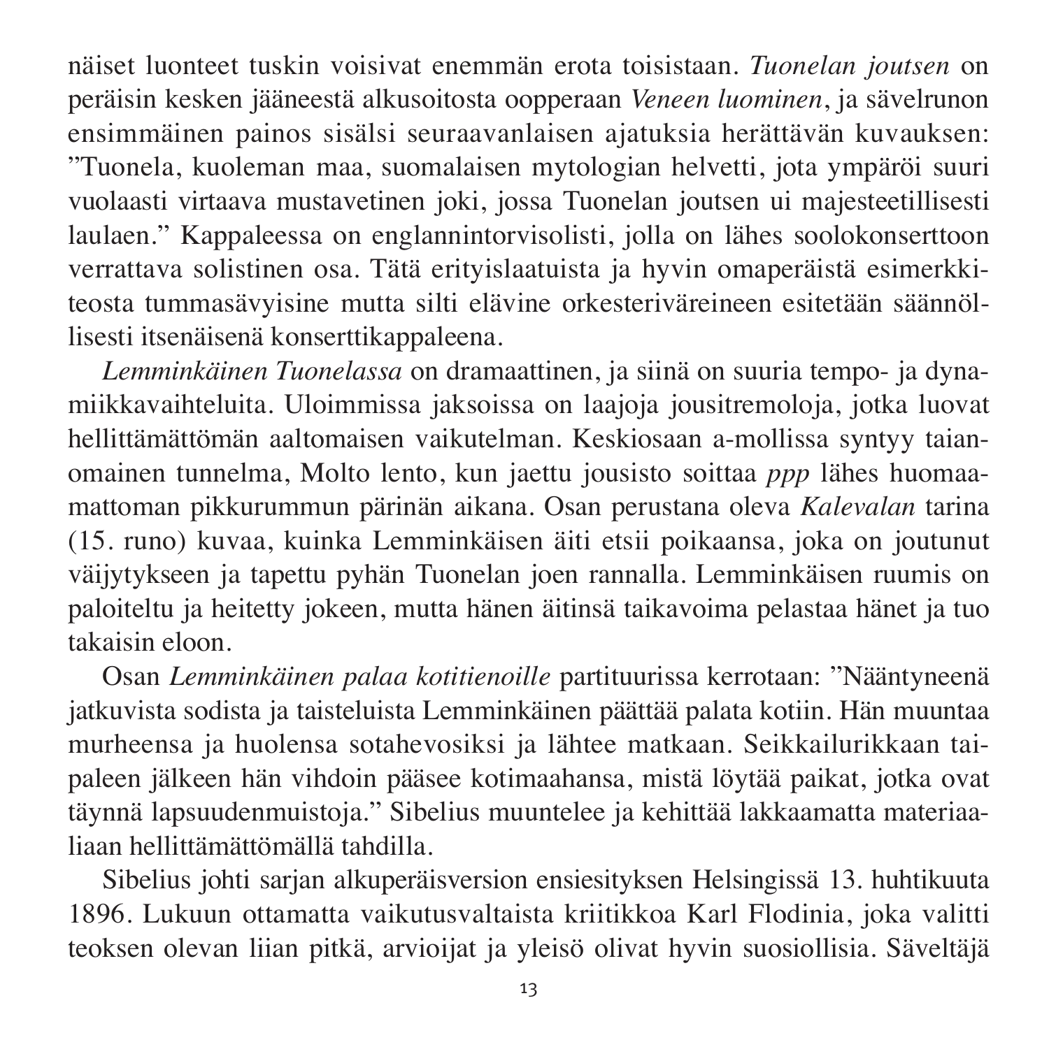näiset luonteet tuskin voisivat enemmän erota toisistaan. *Tuonelan joutsen* on peräisin kesken jääneestä alkusoitosta oopperaan *Veneen luominen*, ja sävelrunon ensimmäinen painos sisälsi seuraavanlaisen ajatuksia herättävän kuvauksen: ”Tuonela, kuoleman maa, suomalaisen mytologian helvetti, jota ympäröi suuri vuolaasti virtaava mustavetinen joki, jossa Tuonelan joutsen ui majesteetillisesti laulaen.” Kappaleessa on englannintorvisolisti, jolla on lähes soolokonserttoon verrattava solistinen osa. Tätä erityislaatuista ja hyvin omaperäistä esimerkkiteosta tummasävyisine mutta silti elävine orkesteriväreineen esitetään säännöllisesti itsenäisenä konserttikappaleena.

*Lemminkäinen Tuonelassa* on dramaattinen, ja siinä on suuria tempo- ja dynamiikkavaihteluita. Uloimmissa jaksoissa on laajoja jousitremoloja, jotka luovat hellittämättömän aaltomaisen vaikutelman. Keskiosaan a-mollissa syntyy taianomainen tunnelma, Molto lento, kun jaettu jousisto soittaa *ppp* lähes huomaamattoman pikkurummun pärinän aikana. Osan perustana oleva *Kalevalan* tarina (15. runo) kuvaa, kuinka Lemminkäisen äiti etsii poikaansa, joka on joutunut väijytykseen ja tapettu pyhän Tuonelan joen rannalla. Lemminkäisen ruumis on paloiteltu ja heitetty jokeen, mutta hänen äitinsä taikavoima pelastaa hänet ja tuo takaisin eloon.

Osan *Lemminkäinen palaa kotitienoille* partituurissa kerrotaan: ”Nääntyneenä jatkuvista sodista ja taisteluista Lemminkäinen päättää palata kotiin. Hän muuntaa murheensa ja huolensa sotahevosiksi ja lähtee matkaan. Seikkailurikkaan taipaleen jälkeen hän vihdoin pääsee kotimaahansa, mistä löytää paikat, jotka ovat täynnä lapsuudenmuistoja.” Sibelius muuntelee ja kehittää lakkaamatta materiaaliaan hellittämättömällä tahdilla.

Sibelius johti sarjan alkuperäisversion ensiesityksen Helsingissä 13. huhtikuuta 1896. Lukuun ottamatta vaikutusvaltaista kriitikkoa Karl Flodinia, joka valitti teoksen olevan liian pitkä, arvioijat ja yleisö olivat hyvin suosiollisia. Säveltäjä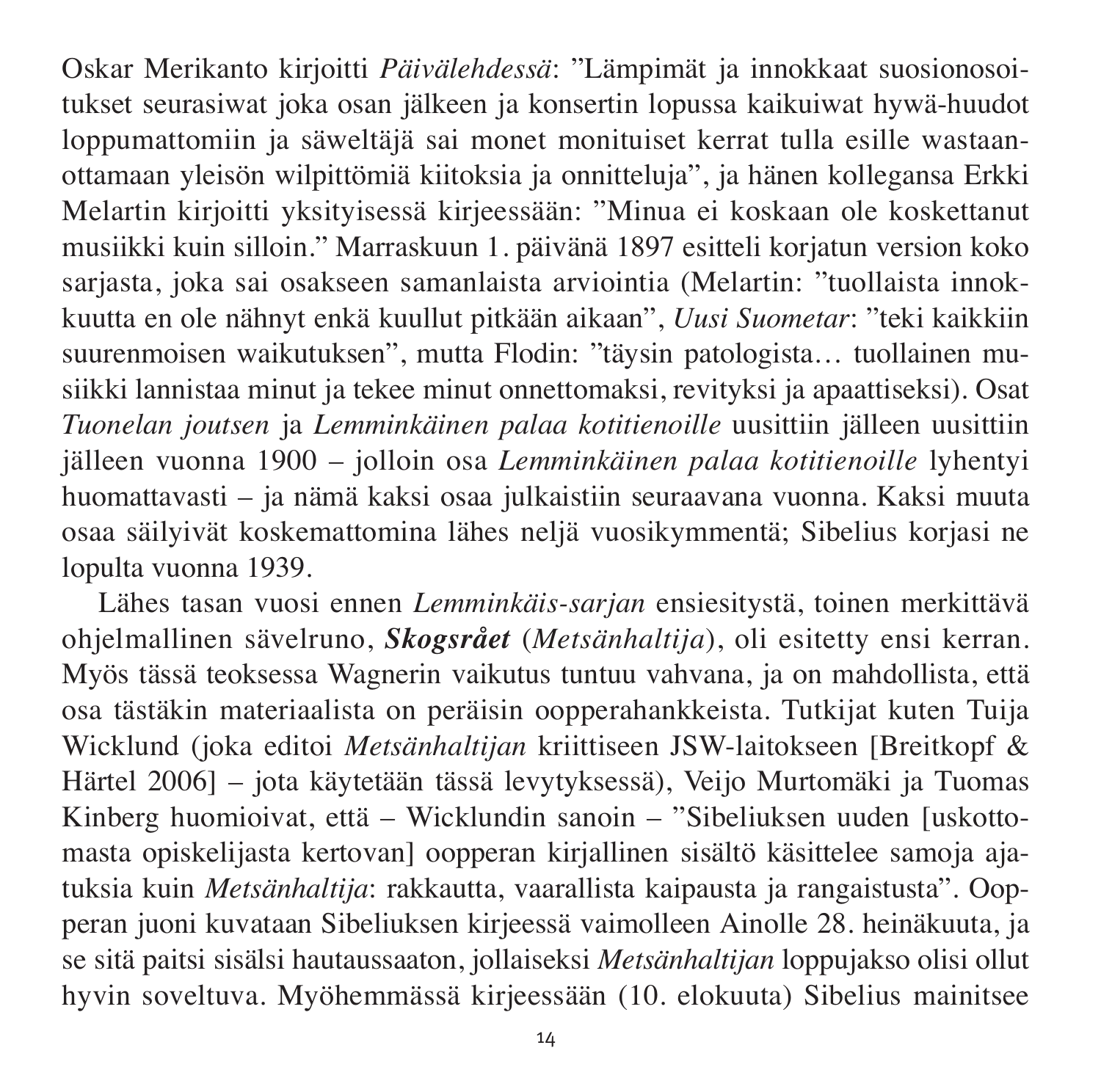Oskar Merikanto kirjoitti *Päivälehdessä*: ”Lämpimät ja innokkaat suosionosoitukset seurasiwat joka osan jälkeen ja konsertin lopussa kaikuiwat hywä-huudot loppumattomiin ja säweltäjä sai monet monituiset kerrat tulla esille wastaanottamaan yleisön wilpittömiä kiitoksia ja onnitteluja”, ja hänen kollegansa Erkki Melartin kirjoitti yksityisessä kirjeessään: ”Minua ei koskaan ole koskettanut musiikki kuin silloin.” Marraskuun 1. päivänä 1897 esitteli korjatun version koko sarjasta, joka sai osakseen samanlaista arviointia (Melartin: ”tuollaista innokkuutta en ole nähnyt enkä kuullut pitkään aikaan”, *Uusi Suometar*: ”teki kaikkiin suurenmoisen waikutuksen”, mutta Flodin: ”täysin patologista… tuollainen musiikki lannistaa minut ja tekee minut onnettomaksi, revityksi ja apaattiseksi). Osat *Tuonelan joutsen* ja *Lemminkäinen palaa kotitienoille* uusittiin jälleen uusittiin jälleen vuonna 1900 – jolloin osa *Lemminkäinen palaa kotitienoille* lyhentyi huomattavasti – ja nämä kaksi osaa julkaistiin seuraavana vuonna. Kaksi muuta osaa säilyivät koskemattomina lähes neljä vuosikymmentä; Sibelius korjasi ne lopulta vuonna 1939.

Lähes tasan vuosi ennen *Lemminkäis-sarjan* ensiesitystä, toinen merkittävä ohjelmallinen sävelruno, ***Skogsrået*** (*Metsänhaltija*), oli esitetty ensi kerran. Myös tässä teoksessa Wagnerin vaikutus tuntuu vahvana, ja on mahdollista, että osa tästäkin materiaalista on peräisin oopperahankkeista. Tutkijat kuten Tuija Wicklund (joka editoi *Metsänhaltijan* kriittiseen JSW-laitokseen [Breitkopf & Härtel 2006] – jota käytetään tässä levytyksessä), Veijo Murtomäki ja Tuomas Kinberg huomioivat, että – Wicklundin sanoin – ”Sibeliuksen uuden [uskottomasta opiskelijasta kertovan] oopperan kirjallinen sisältö käsittelee samoja ajatuksia kuin *Metsänhaltija*: rakkautta, vaarallista kaipausta ja rangaistusta”. Oopperan juoni kuvataan Sibeliuksen kirjeessä vaimolleen Ainolle 28. heinäkuuta, ja se sitä paitsi sisälsi hautaussaaton, jollaiseksi *Metsänhaltijan* loppujakso olisi ollut hyvin soveltuva. Myöhemmässä kirjeessään (10. elokuuta) Sibelius mainitsee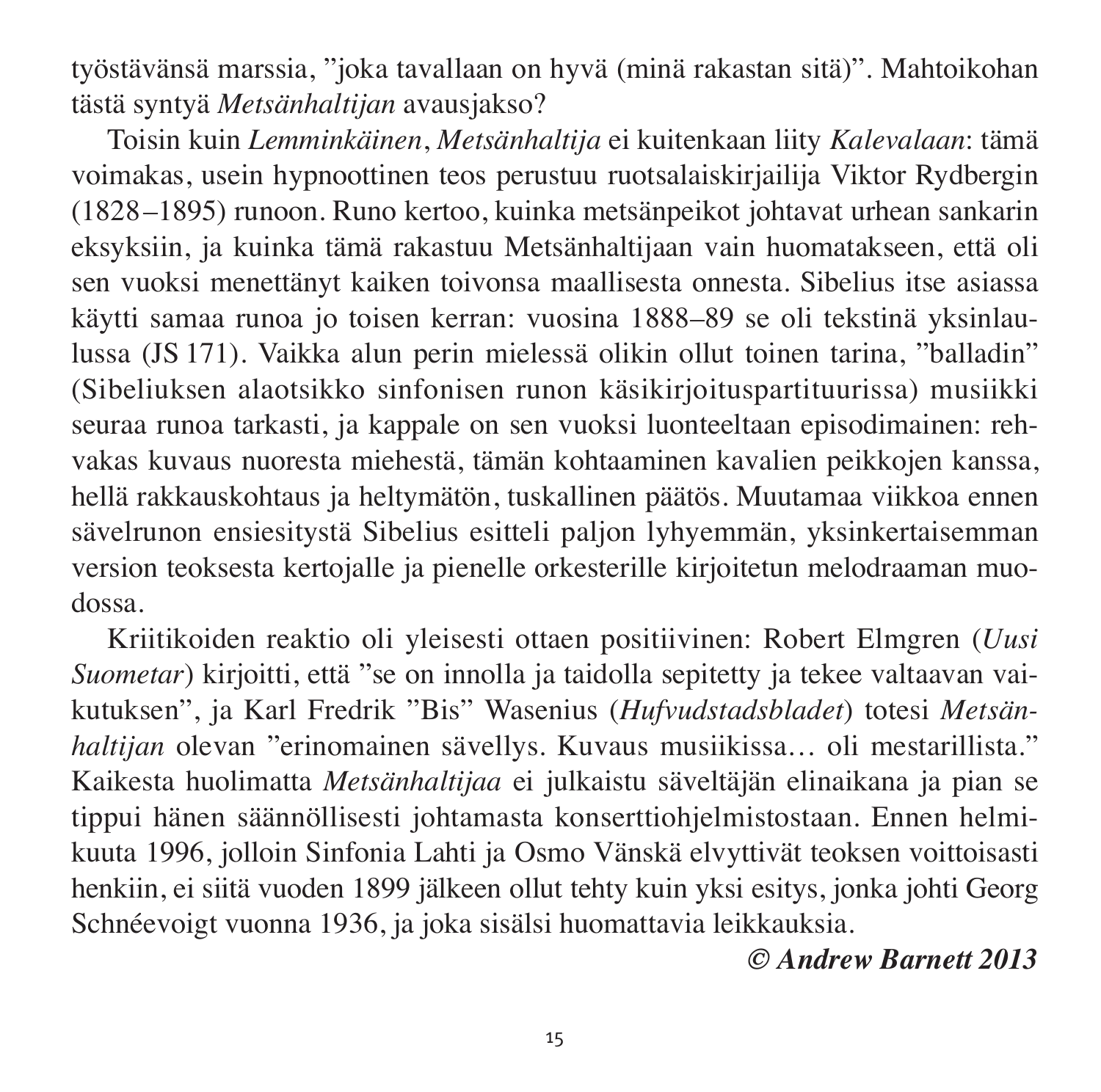työstävänsä marssia, ”joka tavallaan on hyvä (minä rakastan sitä)”. Mahtoikohan tästä syntyä *Metsänhaltijan* avausjakso?

Toisin kuin *Lemminkäinen*, *Metsänhaltija* ei kuitenkaan liity *Kalevalaan*: tämä voimakas, usein hypnoottinen teos perustuu ruotsalaiskirjailija Viktor Rydbergin (1828–1895) runoon. Runo kertoo, kuinka metsänpeikot johtavat urhean sankarin eksyksiin, ja kuinka tämä rakastuu Metsänhaltijaan vain huomatakseen, että oli sen vuoksi menettänyt kaiken toivonsa maallisesta onnesta. Sibelius itse asiassa käytti samaa runoa jo toisen kerran: vuosina 1888–89 se oli tekstinä yksinlaulussa (JS 171). Vaikka alun perin mielessä olikin ollut toinen tarina, ”balladin” (Sibeliuksen alaotsikko sinfonisen runon käsikirjoituspartituurissa) musiikki seuraa runoa tarkasti, ja kappale on sen vuoksi luonteeltaan episodimainen: rehvakas kuvaus nuoresta miehestä, tämän kohtaaminen kavalien peikkojen kanssa, hellä rakkauskohtaus ja heltymätön, tuskallinen päätös. Muutamaa viikkoa ennen sävelrunon ensiesitystä Sibelius esitteli paljon lyhyemmän, yksinkertaisemman version teoksesta kertojalle ja pienelle orkesterille kirjoitetun melodraaman muodossa.

Kriitikoiden reaktio oli yleisesti ottaen positiivinen: Robert Elmgren (*Uusi Suometar*) kirjoitti, että ”se on innolla ja taidolla sepitetty ja tekee valtaavan vaikutuksen”, ja Karl Fredrik ”Bis” Wasenius (*Hufvudstadsbladet*) totesi *Metsänhaltijan* olevan ”erinomainen sävellys. Kuvaus musiikissa… oli mestarillista.” Kaikesta huolimatta *Metsänhaltijaa* ei julkaistu säveltäjän elinaikana ja pian se tippui hänen säännöllisesti johtamasta konserttiohjelmistostaan. Ennen helmikuuta 1996, jolloin Sinfonia Lahti ja Osmo Vänskä elvyttivät teoksen voittoisasti henkiin, ei siitä vuoden 1899 jälkeen ollut tehty kuin yksi esitys, jonka johti Georg Schnéevoigt vuonna 1936, ja joka sisälsi huomattavia leikkauksia.

***© Andrew Barnett 2013***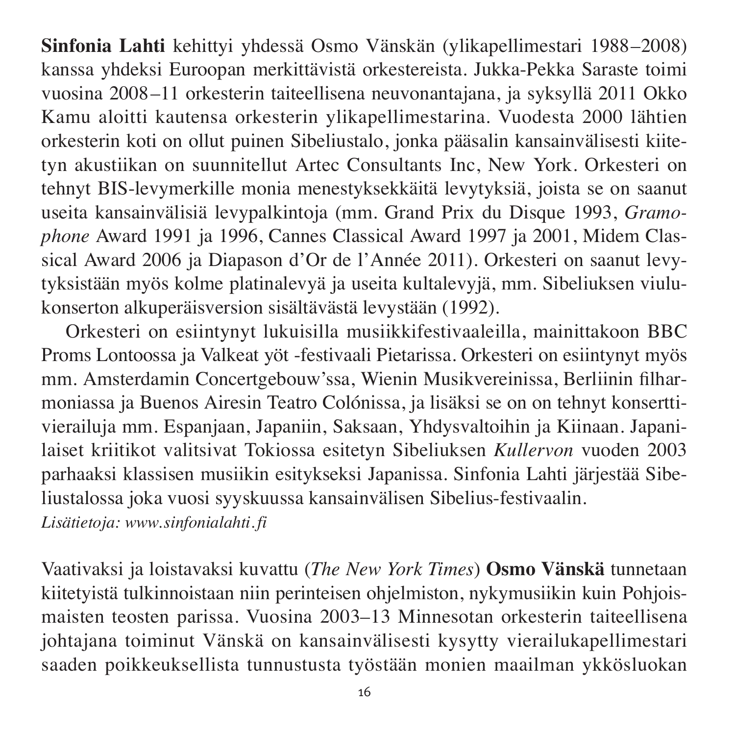**Sinfonia Lahti** kehittyi yhdessä Osmo Vänskän (ylikapellimestari 1988–2008) kanssa yhdeksi Euroopan merkittävistä orkestereista. Jukka-Pekka Saraste toimi vuosina 2008–11 orkesterin taiteellisena neuvonantajana, ja syksyllä 2011 Okko Kamu aloitti kautensa orkesterin ylikapellimestarina. Vuodesta 2000 lähtien orkesterin koti on ollut puinen Sibeliustalo, jonka pääsalin kansainvälisesti kiitetyn akustiikan on suunnitellut Artec Consultants Inc, New York. Orkesteri on tehnyt BIS-levymerkille monia menestyksekkäitä levytyksiä, joista se on saanut useita kansainvälisiä levypalkintoja (mm. Grand Prix du Disque 1993, *Gramophone* Award 1991 ja 1996, Cannes Classical Award 1997 ja 2001, Midem Classical Award 2006 ja Diapason d'Or de l'Année 2011). Orkesteri on saanut levytyksistään myös kolme platinalevyä ja useita kultalevyjä, mm. Sibeliuksen viulukonserton alkuperäisversion sisältävästä levystään (1992).

Orkesteri on esiintynyt lukuisilla musiikkifestivaaleilla, mainittakoon BBC Proms Lontoossa ja Valkeat yöt -festivaali Pietarissa. Orkesteri on esiintynyt myös mm. Amsterdamin Concertgebouw'ssa, Wienin Musikvereinissa, Berliinin filharmoniassa ja Buenos Airesin Teatro Colónissa, ja lisäksi se on on tehnyt konserttivierailuja mm. Espanjaan, Japaniin, Saksaan, Yhdysvaltoihin ja Kiinaan. Japanilaiset kriitikot valitsivat Tokiossa esitetyn Sibeliuksen *Kullervon* vuoden 2003 parhaaksi klassisen musiikin esitykseksi Japanissa. Sinfonia Lahti järjestää Sibeliustalossa joka vuosi syyskuussa kansainvälisen Sibelius-festivaalin.
*Lisätietoja: www.sinfonialahti.fi*

Vaativaksi ja loistavaksi kuvattu (*The New York Times*) **Osmo Vänskä** tunnetaan kiitetyistä tulkinnoistaan niin perinteisen ohjelmiston, nykymusiikin kuin Pohjoismaisten teosten parissa. Vuosina 2003–13 Minnesotan orkesterin taiteellisena johtajana toiminut Vänskä on kansainvälisesti kysytty vierailukapellimestari saaden poikkeuksellista tunnustusta työstään monien maailman ykkösluokan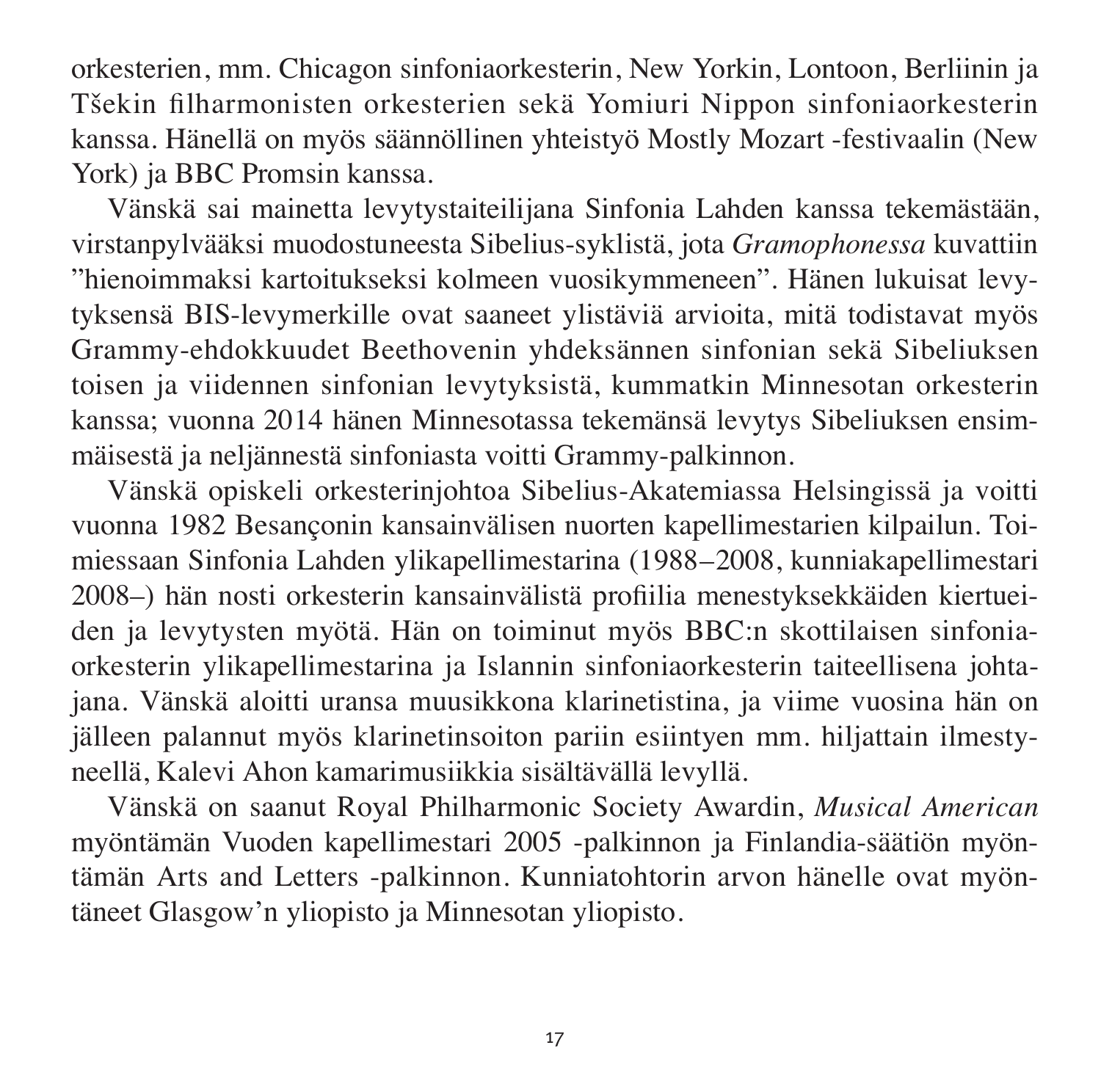orkesterien, mm. Chicagon sinfoniaorkesterin, New Yorkin, Lontoon, Berliinin ja Tšekin filharmonisten orkesterien sekä Yomiuri Nippon sinfoniaorkesterin kanssa. Hänellä on myös säännöllinen yhteistyö Mostly Mozart -festivaalin (New York) ja BBC Promsin kanssa.

Vänskä sai mainetta levytystaiteilijana Sinfonia Lahden kanssa tekemästään, virstanpylvääksi muodostuneesta Sibelius-syklistä, jota *Gramophonessa* kuvattiin ”hienoimmaksi kartoitukseksi kolmeen vuosikymmeneen”. Hänen lukuisat levytyksensä BIS-levymerkille ovat saaneet ylistäviä arvioita, mitä todistavat myös Grammy-ehdokkuudet Beethovenin yhdeksännen sinfonian sekä Sibeliuksen toisen ja viidennen sinfonian levytyksistä, kummatkin Minnesotan orkesterin kanssa; vuonna 2014 hänen Minnesotassa tekemänsä levytys Sibeliuksen ensimmäisestä ja neljännestä sinfoniasta voitti Grammy-palkinnon.

Vänskä opiskeli orkesterinjohtoa Sibelius-Akatemiassa Helsingissä ja voitti vuonna 1982 Besançonin kansainvälisen nuorten kapellimestarien kilpailun. Toimiessaan Sinfonia Lahden ylikapellimestarina (1988–2008, kunniakapellimestari 2008–) hän nosti orkesterin kansainvälistä profiilia menestyksekkäiden kiertueiden ja levytysten myötä. Hän on toiminut myös BBC:n skottilaisen sinfoniaorkesterin ylikapellimestarina ja Islannin sinfoniaorkesterin taiteellisena johtajana. Vänskä aloitti uransa muusikkona klarinetistina, ja viime vuosina hän on jälleen palannut myös klarinetinsoiton pariin esiintyen mm. hiljattain ilmestyneellä, Kalevi Ahon kamarimusiikkia sisältävällä levyllä.

Vänskä on saanut Royal Philharmonic Society Awardin, *Musical American* myöntämän Vuoden kapellimestari 2005 -palkinnon ja Finlandia-säätiön myöntämän Arts and Letters -palkinnon. Kunniatohtorin arvon hänelle ovat myöntäneet Glasgow’n yliopisto ja Minnesotan yliopisto.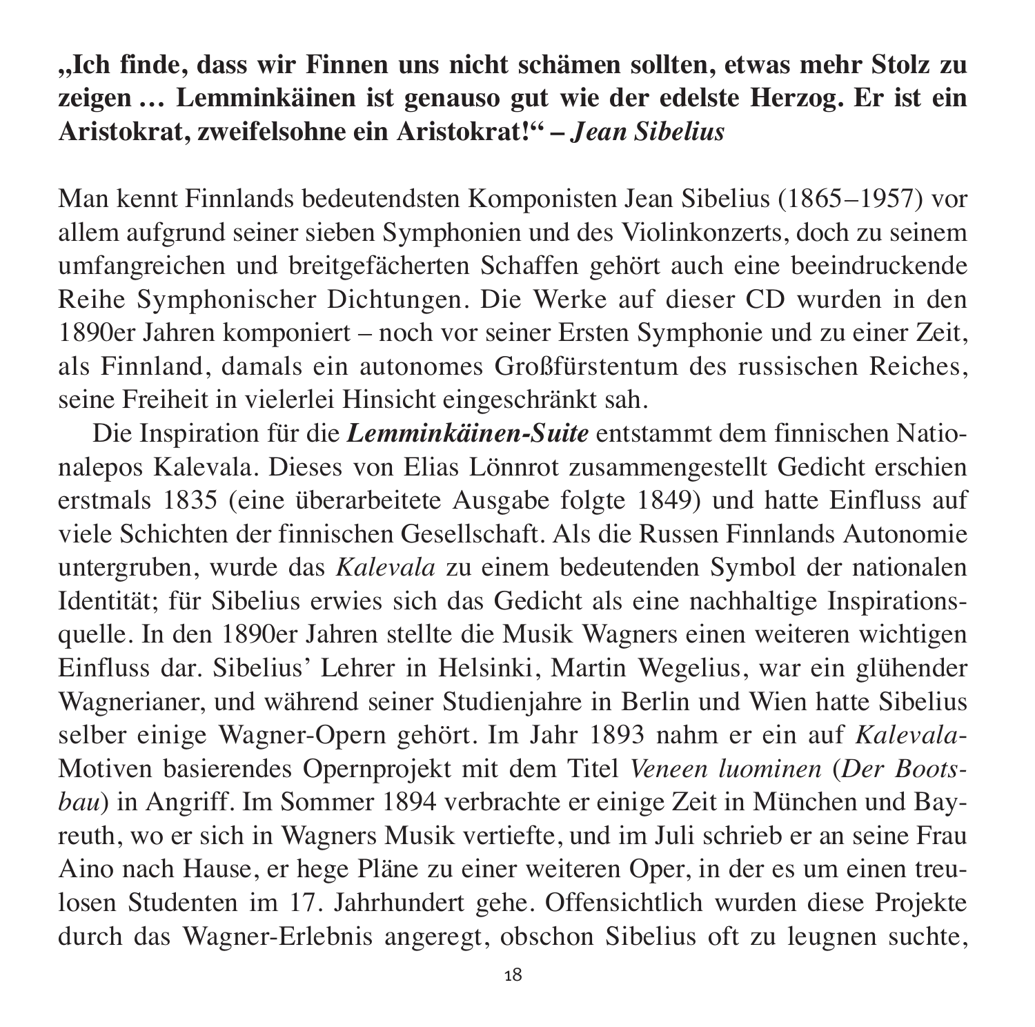**„Ich finde, dass wir Finnen uns nicht schämen sollten, etwas mehr Stolz zu zeigen … Lemminkäinen ist genauso gut wie der edelste Herzog. Er ist ein Aristokrat, zweifelsohne ein Aristokrat!" – *Jean Sibelius***

Man kennt Finnlands bedeutendsten Komponisten Jean Sibelius (1865–1957) vor allem aufgrund seiner sieben Symphonien und des Violinkonzerts, doch zu seinem umfangreichen und breitgefächerten Schaffen gehört auch eine beeindruckende Reihe Symphonischer Dichtungen. Die Werke auf dieser CD wurden in den 1890er Jahren komponiert – noch vor seiner Ersten Symphonie und zu einer Zeit, als Finnland, damals ein autonomes Großfürstentum des russischen Reiches, seine Freiheit in vielerlei Hinsicht eingeschränkt sah.

Die Inspiration für die ***Lemminkäinen-Suite*** entstammt dem finnischen Nationalepos Kalevala. Dieses von Elias Lönnrot zusammengestellt Gedicht erschien erstmals 1835 (eine überarbeitete Ausgabe folgte 1849) und hatte Einfluss auf viele Schichten der finnischen Gesellschaft. Als die Russen Finnlands Autonomie untergruben, wurde das *Kalevala* zu einem bedeutenden Symbol der nationalen Identität; für Sibelius erwies sich das Gedicht als eine nachhaltige Inspirationsquelle. In den 1890er Jahren stellte die Musik Wagners einen weiteren wichtigen Einfluss dar. Sibelius' Lehrer in Helsinki, Martin Wegelius, war ein glühender Wagnerianer, und während seiner Studienjahre in Berlin und Wien hatte Sibelius selber einige Wagner-Opern gehört. Im Jahr 1893 nahm er ein auf *Kalevala*-Motiven basierendes Opernprojekt mit dem Titel *Veneen luominen* (*Der Bootsbau*) in Angriff. Im Sommer 1894 verbrachte er einige Zeit in München und Bayreuth, wo er sich in Wagners Musik vertiefte, und im Juli schrieb er an seine Frau Aino nach Hause, er hege Pläne zu einer weiteren Oper, in der es um einen treulosen Studenten im 17. Jahrhundert gehe. Offensichtlich wurden diese Projekte durch das Wagner-Erlebnis angeregt, obschon Sibelius oft zu leugnen suchte,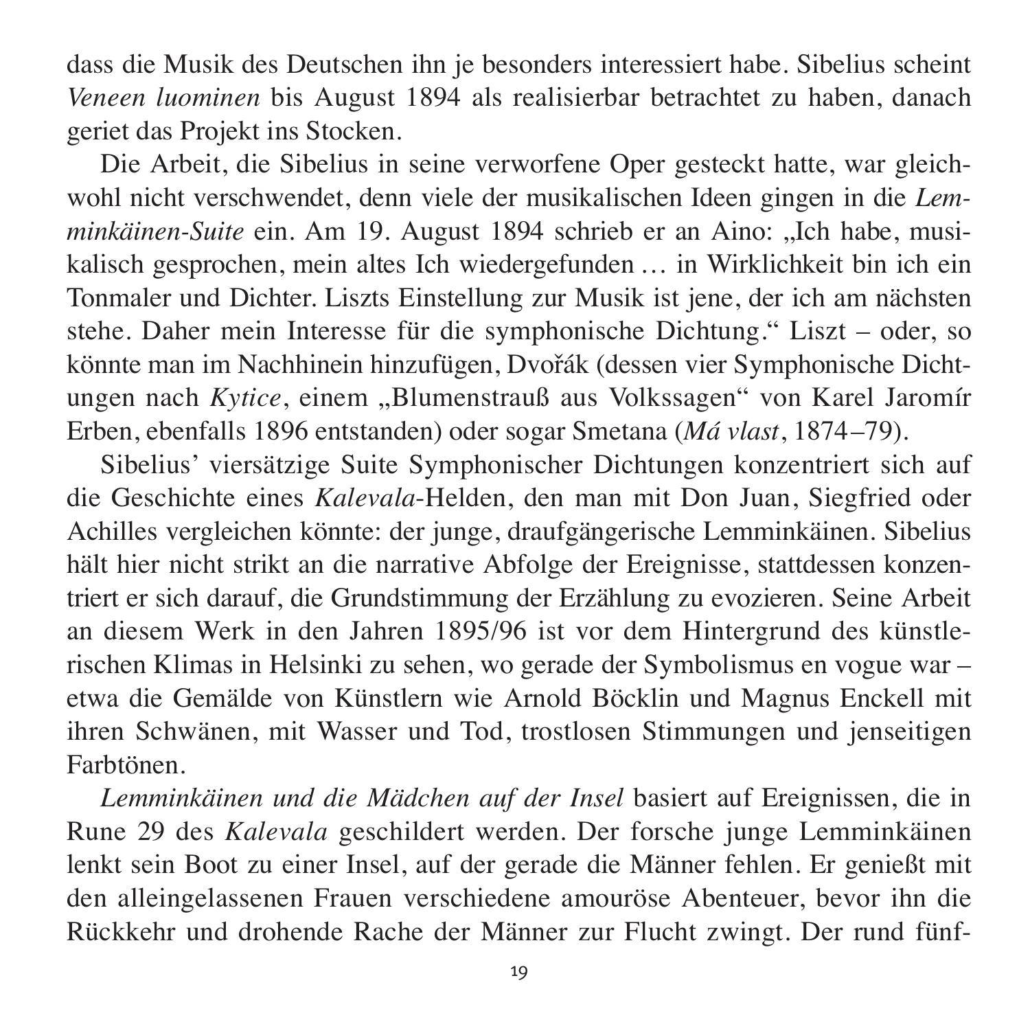dass die Musik des Deutschen ihn je besonders interessiert habe. Sibelius scheint *Veneen luominen* bis August 1894 als realisierbar betrachtet zu haben, danach geriet das Projekt ins Stocken.

Die Arbeit, die Sibelius in seine verworfene Oper gesteckt hatte, war gleichwohl nicht verschwendet, denn viele der musikalischen Ideen gingen in die *Lemminkäinen-Suite* ein. Am 19. August 1894 schrieb er an Aino: „Ich habe, musikalisch gesprochen, mein altes Ich wiedergefunden … in Wirklichkeit bin ich ein Tonmaler und Dichter. Liszts Einstellung zur Musik ist jene, der ich am nächsten stehe. Daher mein Interesse für die symphonische Dichtung." Liszt – oder, so könnte man im Nachhinein hinzufügen, Dvořák (dessen vier Symphonische Dichtungen nach *Kytice*, einem „Blumenstrauß aus Volkssagen" von Karel Jaromír Erben, ebenfalls 1896 entstanden) oder sogar Smetana (*Má vlast*, 1874–79).

Sibelius' viersätzige Suite Symphonischer Dichtungen konzentriert sich auf die Geschichte eines *Kalevala*-Helden, den man mit Don Juan, Siegfried oder Achilles vergleichen könnte: der junge, draufgängerische Lemminkäinen. Sibelius hält hier nicht strikt an die narrative Abfolge der Ereignisse, stattdessen konzentriert er sich darauf, die Grundstimmung der Erzählung zu evozieren. Seine Arbeit an diesem Werk in den Jahren 1895/96 ist vor dem Hintergrund des künstlerischen Klimas in Helsinki zu sehen, wo gerade der Symbolismus en vogue war – etwa die Gemälde von Künstlern wie Arnold Böcklin und Magnus Enckell mit ihren Schwänen, mit Wasser und Tod, trostlosen Stimmungen und jenseitigen Farbtönen.

*Lemminkäinen und die Mädchen auf der Insel* basiert auf Ereignissen, die in Rune 29 des *Kalevala* geschildert werden. Der forsche junge Lemminkäinen lenkt sein Boot zu einer Insel, auf der gerade die Männer fehlen. Er genießt mit den alleingelassenen Frauen verschiedene amouröse Abenteuer, bevor ihn die Rückkehr und drohende Rache der Männer zur Flucht zwingt. Der rund fünf-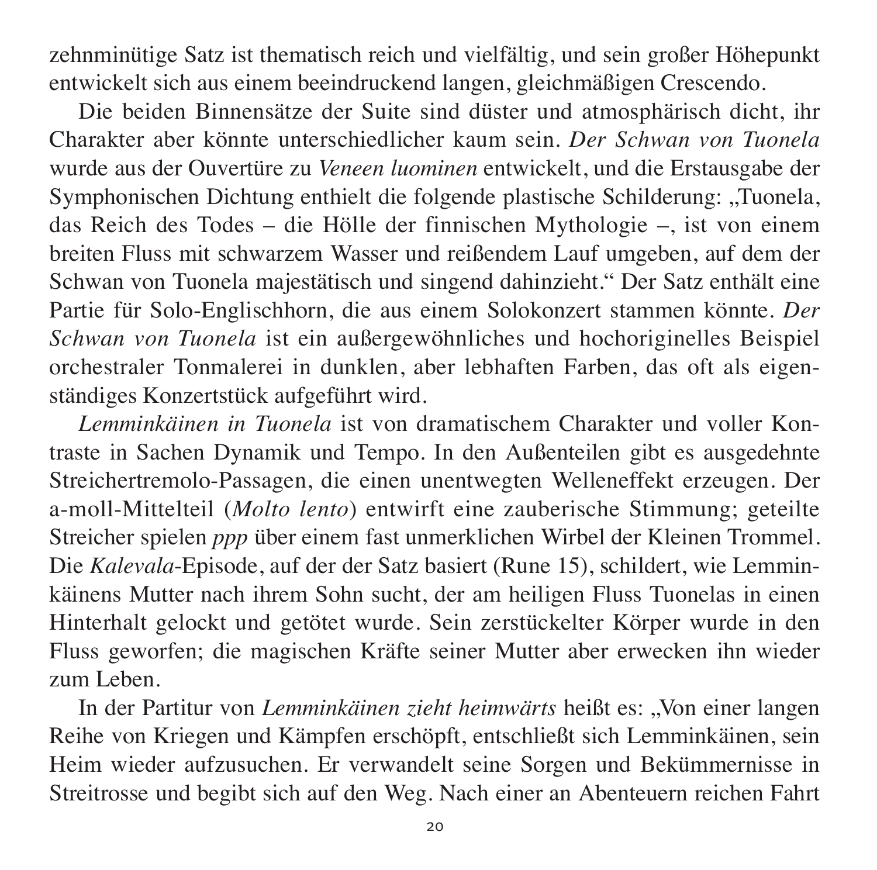zehnminütige Satz ist thematisch reich und vielfältig, und sein großer Höhepunkt entwickelt sich aus einem beeindruckend langen, gleichmäßigen Crescendo.

Die beiden Binnensätze der Suite sind düster und atmosphärisch dicht, ihr Charakter aber könnte unterschiedlicher kaum sein. *Der Schwan von Tuonela* wurde aus der Ouvertüre zu *Veneen luominen* entwickelt, und die Erstausgabe der Symphonischen Dichtung enthielt die folgende plastische Schilderung: „Tuonela, das Reich des Todes – die Hölle der finnischen Mythologie –, ist von einem breiten Fluss mit schwarzem Wasser und reißendem Lauf umgeben, auf dem der Schwan von Tuonela majestätisch und singend dahinzieht." Der Satz enthält eine Partie für Solo-Englischhorn, die aus einem Solokonzert stammen könnte. *Der Schwan von Tuonela* ist ein außergewöhnliches und hochoriginelles Beispiel orchestraler Tonmalerei in dunklen, aber lebhaften Farben, das oft als eigenständiges Konzertstück aufgeführt wird.

*Lemminkäinen in Tuonela* ist von dramatischem Charakter und voller Kontraste in Sachen Dynamik und Tempo. In den Außenteilen gibt es ausgedehnte Streichertremolo-Passagen, die einen unentwegten Welleneffekt erzeugen. Der a-moll-Mittelteil (*Molto lento*) entwirft eine zauberische Stimmung; geteilte Streicher spielen *ppp* über einem fast unmerklichen Wirbel der Kleinen Trommel. Die *Kalevala*-Episode, auf der der Satz basiert (Rune 15), schildert, wie Lemminkäinens Mutter nach ihrem Sohn sucht, der am heiligen Fluss Tuonelas in einen Hinterhalt gelockt und getötet wurde. Sein zerstückelter Körper wurde in den Fluss geworfen; die magischen Kräfte seiner Mutter aber erwecken ihn wieder zum Leben.

In der Partitur von *Lemminkäinen zieht heimwärts* heißt es: „Von einer langen Reihe von Kriegen und Kämpfen erschöpft, entschließt sich Lemminkäinen, sein Heim wieder aufzusuchen. Er verwandelt seine Sorgen und Bekümmernisse in Streitrosse und begibt sich auf den Weg. Nach einer an Abenteuern reichen Fahrt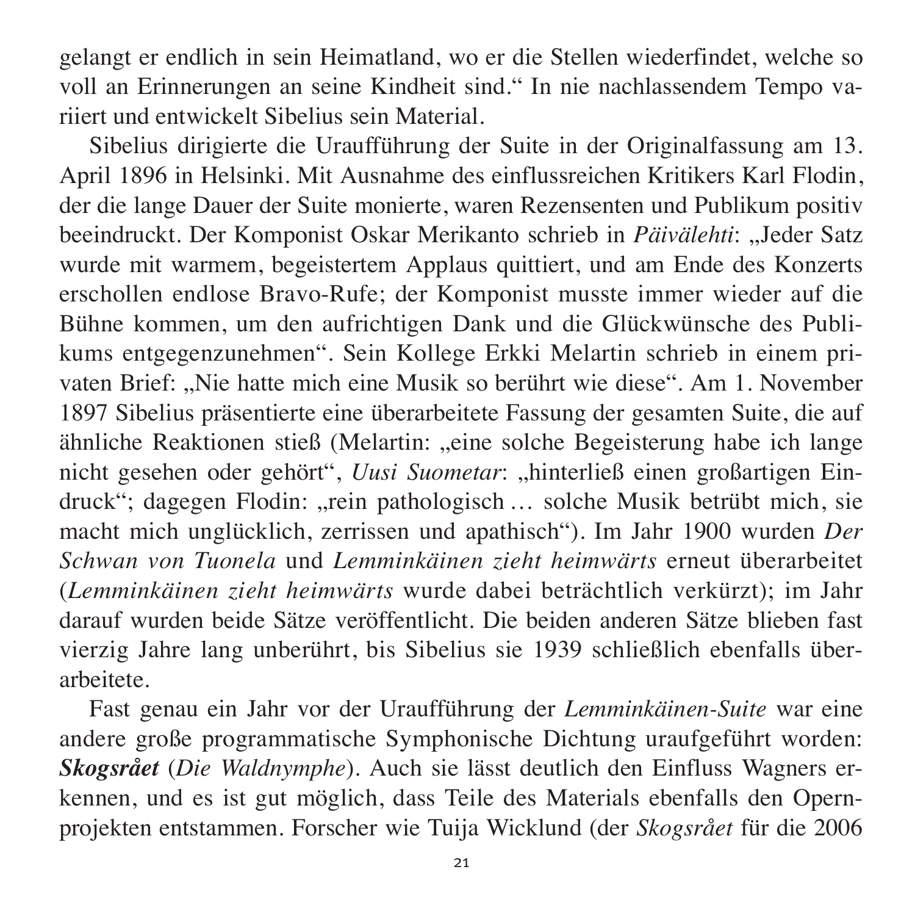gelangt er endlich in sein Heimatland, wo er die Stellen wiederfindet, welche so voll an Erinnerungen an seine Kindheit sind." In nie nachlassendem Tempo variiert und entwickelt Sibelius sein Material.

Sibelius dirigierte die Uraufführung der Suite in der Originalfassung am 13. April 1896 in Helsinki. Mit Ausnahme des einflussreichen Kritikers Karl Flodin, der die lange Dauer der Suite monierte, waren Rezensenten und Publikum positiv beeindruckt. Der Komponist Oskar Merikanto schrieb in *Päivälehti*: „Jeder Satz wurde mit warmem, begeistertem Applaus quittiert, und am Ende des Konzerts erschollen endlose Bravo-Rufe; der Komponist musste immer wieder auf die Bühne kommen, um den aufrichtigen Dank und die Glückwünsche des Publikums entgegenzunehmen". Sein Kollege Erkki Melartin schrieb in einem privaten Brief: „Nie hatte mich eine Musik so berührt wie diese". Am 1. November 1897 Sibelius präsentierte eine überarbeitete Fassung der gesamten Suite, die auf ähnliche Reaktionen stieß (Melartin: „eine solche Begeisterung habe ich lange nicht gesehen oder gehört", *Uusi Suometar*: „hinterließ einen großartigen Eindruck"; dagegen Flodin: „rein pathologisch … solche Musik betrübt mich, sie macht mich unglücklich, zerrissen und apathisch"). Im Jahr 1900 wurden *Der Schwan von Tuonela* und *Lemminkäinen zieht heimwärts* erneut überarbeitet (*Lemminkäinen zieht heimwärts* wurde dabei beträchtlich verkürzt); im Jahr darauf wurden beide Sätze veröffentlicht. Die beiden anderen Sätze blieben fast vierzig Jahre lang unberührt, bis Sibelius sie 1939 schließlich ebenfalls überarbeitete.

Fast genau ein Jahr vor der Uraufführung der *Lemminkäinen-Suite* war eine andere große programmatische Symphonische Dichtung uraufgeführt worden: ***Skogsrået*** (*Die Waldnymphe*). Auch sie lässt deutlich den Einfluss Wagners erkennen, und es ist gut möglich, dass Teile des Materials ebenfalls den Opernprojekten entstammen. Forscher wie Tuija Wicklund (der *Skogsrået* für die 2006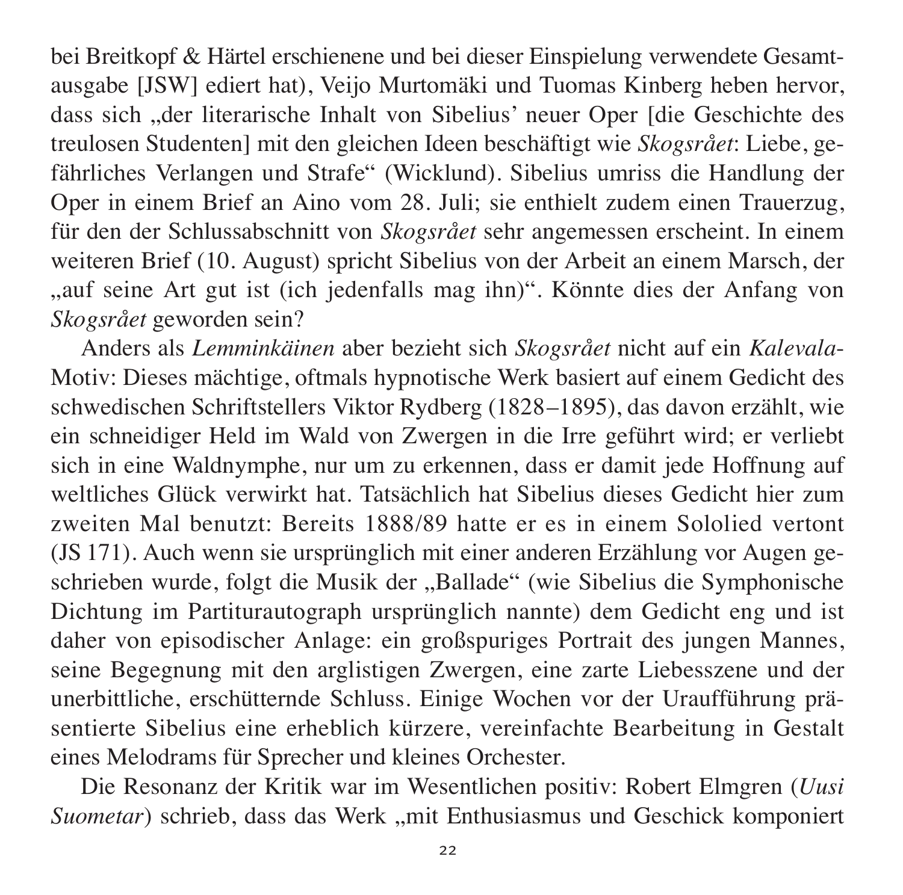bei Breitkopf & Härtel erschienene und bei dieser Einspielung verwendete Gesamtausgabe [JSW] ediert hat), Veijo Murtomäki und Tuomas Kinberg heben hervor, dass sich „der literarische Inhalt von Sibelius' neuer Oper [die Geschichte des treulosen Studenten] mit den gleichen Ideen beschäftigt wie *Skogsrået*: Liebe, gefährliches Verlangen und Strafe" (Wicklund). Sibelius umriss die Handlung der Oper in einem Brief an Aino vom 28. Juli; sie enthielt zudem einen Trauerzug, für den der Schlussabschnitt von *Skogsrået* sehr angemessen erscheint. In einem weiteren Brief (10. August) spricht Sibelius von der Arbeit an einem Marsch, der „auf seine Art gut ist (ich jedenfalls mag ihn)". Könnte dies der Anfang von *Skogsrået* geworden sein?

Anders als *Lemminkäinen* aber bezieht sich *Skogsrået* nicht auf ein *Kalevala*-Motiv: Dieses mächtige, oftmals hypnotische Werk basiert auf einem Gedicht des schwedischen Schriftstellers Viktor Rydberg (1828–1895), das davon erzählt, wie ein schneidiger Held im Wald von Zwergen in die Irre geführt wird; er verliebt sich in eine Waldnymphe, nur um zu erkennen, dass er damit jede Hoffnung auf weltliches Glück verwirkt hat. Tatsächlich hat Sibelius dieses Gedicht hier zum zweiten Mal benutzt: Bereits 1888/89 hatte er es in einem Sololied vertont (JS 171). Auch wenn sie ursprünglich mit einer anderen Erzählung vor Augen geschrieben wurde, folgt die Musik der „Ballade" (wie Sibelius die Symphonische Dichtung im Partiturautograph ursprünglich nannte) dem Gedicht eng und ist daher von episodischer Anlage: ein großspuriges Portrait des jungen Mannes, seine Begegnung mit den arglistigen Zwergen, eine zarte Liebesszene und der unerbittliche, erschütternde Schluss. Einige Wochen vor der Uraufführung präsentierte Sibelius eine erheblich kürzere, vereinfachte Bearbeitung in Gestalt eines Melodrams für Sprecher und kleines Orchester.

Die Resonanz der Kritik war im Wesentlichen positiv: Robert Elmgren (*Uusi Suometar*) schrieb, dass das Werk „mit Enthusiasmus und Geschick komponiert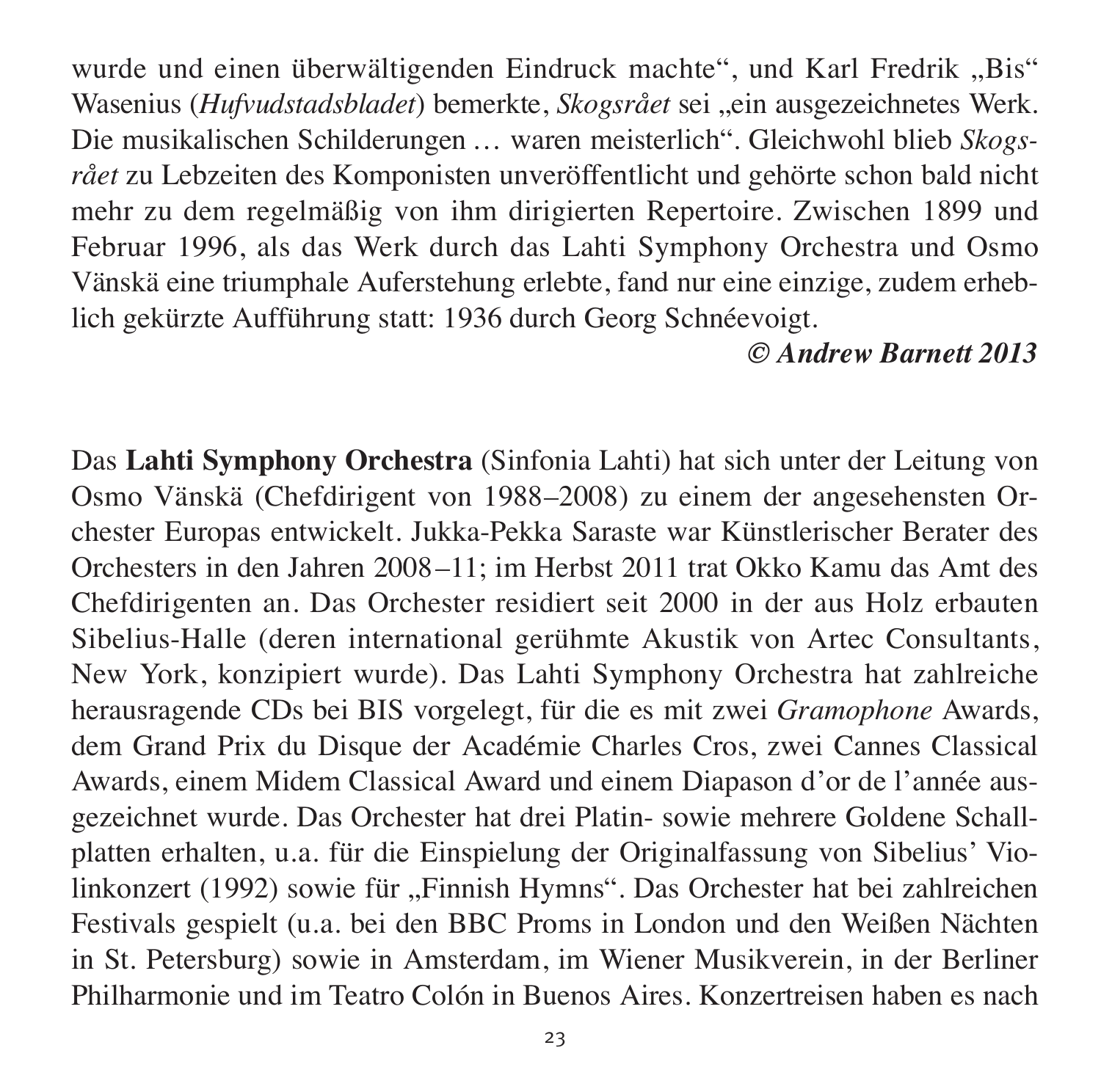wurde und einen überwältigenden Eindruck machte“, und Karl Fredrik „Bis“ Wasenius (*Hufvudstadsbladet*) bemerkte, *Skogsrået* sei „ein ausgezeichnetes Werk. Die musikalischen Schilderungen … waren meisterlich“. Gleichwohl blieb *Skogsrået* zu Lebzeiten des Komponisten unveröffentlicht und gehörte schon bald nicht mehr zu dem regelmäßig von ihm dirigierten Repertoire. Zwischen 1899 und Februar 1996, als das Werk durch das Lahti Symphony Orchestra und Osmo Vänskä eine triumphale Auferstehung erlebte, fand nur eine einzige, zudem erheblich gekürzte Aufführung statt: 1936 durch Georg Schnéevoigt.

***© Andrew Barnett 2013***

Das **Lahti Symphony Orchestra** (Sinfonia Lahti) hat sich unter der Leitung von Osmo Vänskä (Chefdirigent von 1988–2008) zu einem der angesehensten Orchester Europas entwickelt. Jukka-Pekka Saraste war Künstlerischer Berater des Orchesters in den Jahren 2008–11; im Herbst 2011 trat Okko Kamu das Amt des Chefdirigenten an. Das Orchester residiert seit 2000 in der aus Holz erbauten Sibelius-Halle (deren international gerühmte Akustik von Artec Consultants, New York, konzipiert wurde). Das Lahti Symphony Orchestra hat zahlreiche herausragende CDs bei BIS vorgelegt, für die es mit zwei *Gramophone* Awards, dem Grand Prix du Disque der Académie Charles Cros, zwei Cannes Classical Awards, einem Midem Classical Award und einem Diapason d’or de l’année ausgezeichnet wurde. Das Orchester hat drei Platin- sowie mehrere Goldene Schallplatten erhalten, u.a. für die Einspielung der Originalfassung von Sibelius’ Violinkonzert (1992) sowie für „Finnish Hymns“. Das Orchester hat bei zahlreichen Festivals gespielt (u.a. bei den BBC Proms in London und den Weißen Nächten in St. Petersburg) sowie in Amsterdam, im Wiener Musikverein, in der Berliner Philharmonie und im Teatro Colón in Buenos Aires. Konzertreisen haben es nach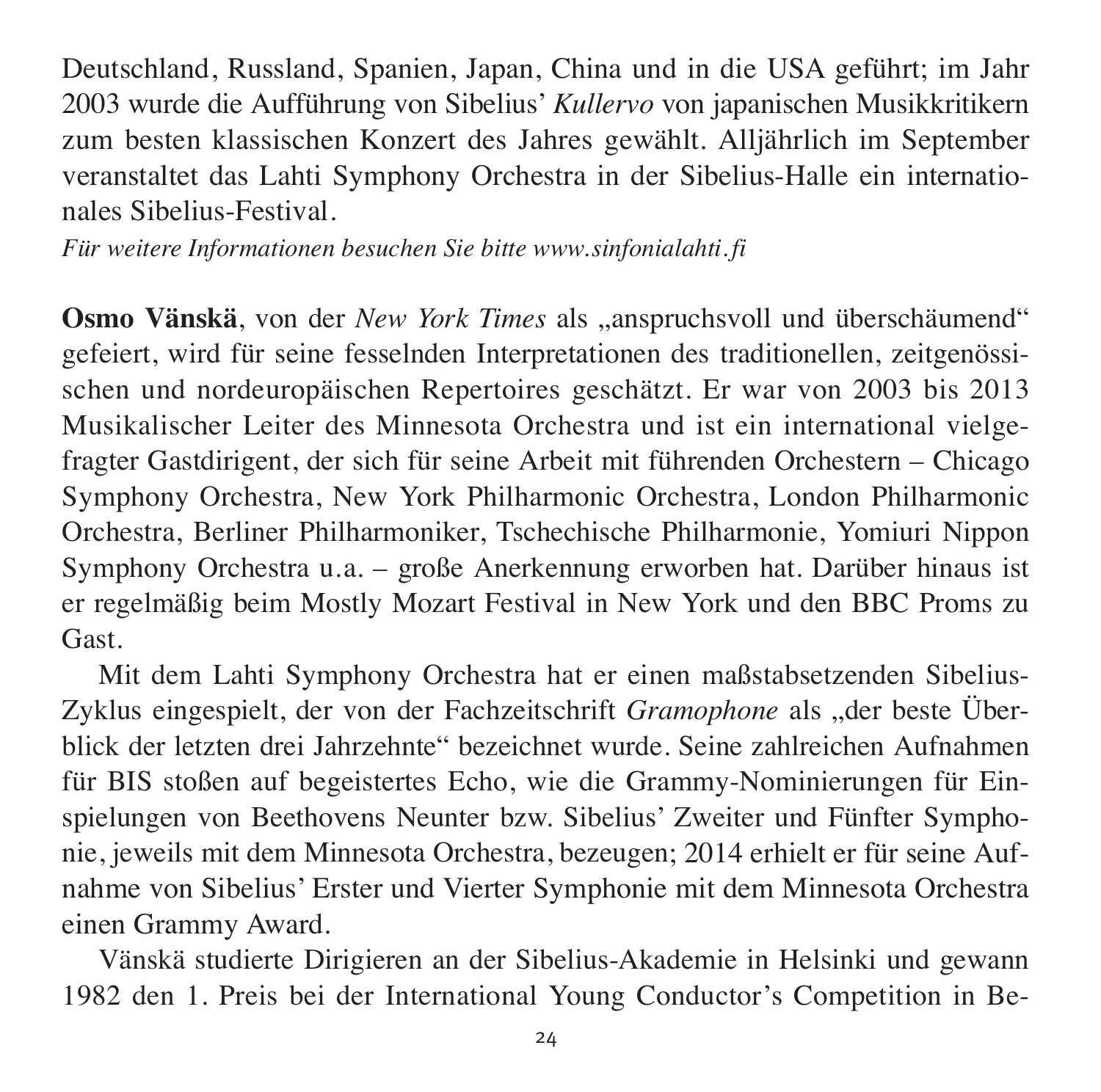Deutschland, Russland, Spanien, Japan, China und in die USA geführt; im Jahr 2003 wurde die Aufführung von Sibelius' *Kullervo* von japanischen Musikkritikern zum besten klassischen Konzert des Jahres gewählt. Alljährlich im September veranstaltet das Lahti Symphony Orchestra in der Sibelius-Halle ein internationales Sibelius-Festival.

*Für weitere Informationen besuchen Sie bitte www.sinfonialahti.fi*

**Osmo Vänskä**, von der *New York Times* als „anspruchsvoll und überschäumend" gefeiert, wird für seine fesselnden Interpretationen des traditionellen, zeitgenössischen und nordeuropäischen Repertoires geschätzt. Er war von 2003 bis 2013 Musikalischer Leiter des Minnesota Orchestra und ist ein international vielgefragter Gastdirigent, der sich für seine Arbeit mit führenden Orchestern – Chicago Symphony Orchestra, New York Philharmonic Orchestra, London Philharmonic Orchestra, Berliner Philharmoniker, Tschechische Philharmonie, Yomiuri Nippon Symphony Orchestra u.a. – große Anerkennung erworben hat. Darüber hinaus ist er regelmäßig beim Mostly Mozart Festival in New York und den BBC Proms zu Gast.

Mit dem Lahti Symphony Orchestra hat er einen maßstabsetzenden Sibelius-Zyklus eingespielt, der von der Fachzeitschrift *Gramophone* als „der beste Überblick der letzten drei Jahrzehnte" bezeichnet wurde. Seine zahlreichen Aufnahmen für BIS stoßen auf begeistertes Echo, wie die Grammy-Nominierungen für Einspielungen von Beethovens Neunter bzw. Sibelius' Zweiter und Fünfter Symphonie, jeweils mit dem Minnesota Orchestra, bezeugen; 2014 erhielt er für seine Aufnahme von Sibelius' Erster und Vierter Symphonie mit dem Minnesota Orchestra einen Grammy Award.

Vänskä studierte Dirigieren an der Sibelius-Akademie in Helsinki und gewann 1982 den 1. Preis bei der International Young Conductor's Competition in Be-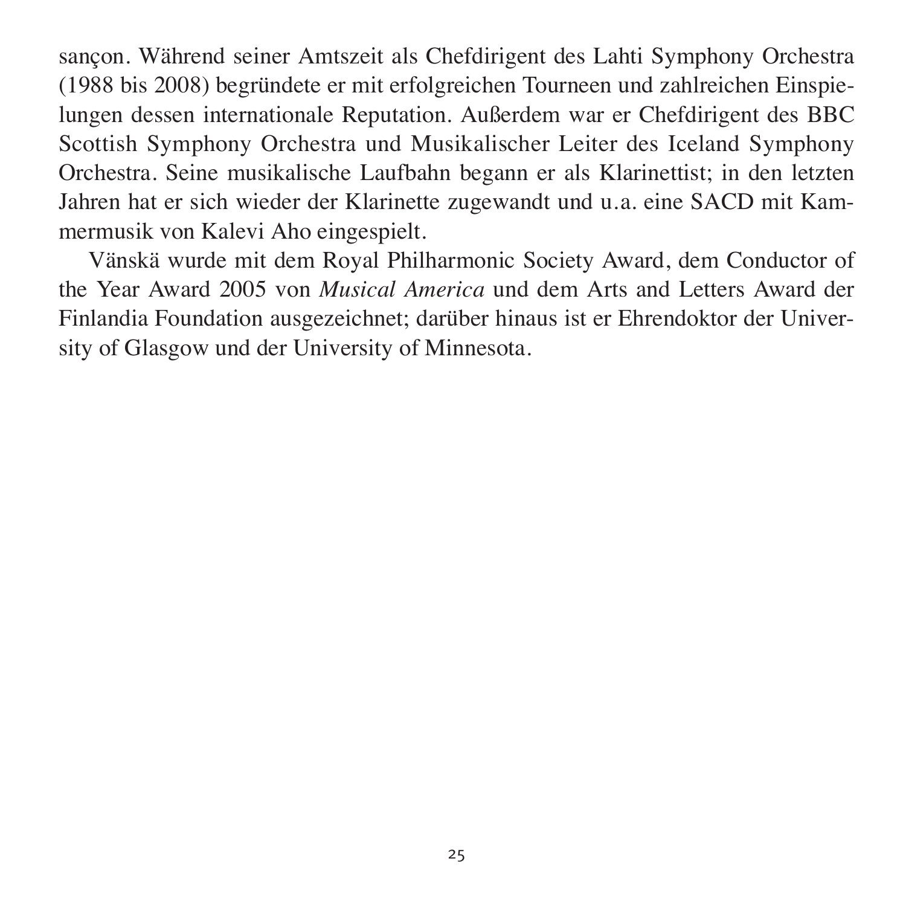sançon. Während seiner Amtszeit als Chefdirigent des Lahti Symphony Orchestra (1988 bis 2008) begründete er mit erfolgreichen Tourneen und zahlreichen Einspielungen dessen internationale Reputation. Außerdem war er Chefdirigent des BBC Scottish Symphony Orchestra und Musikalischer Leiter des Iceland Symphony Orchestra. Seine musikalische Laufbahn begann er als Klarinettist; in den letzten Jahren hat er sich wieder der Klarinette zugewandt und u.a. eine SACD mit Kammermusik von Kalevi Aho eingespielt.

Vänskä wurde mit dem Royal Philharmonic Society Award, dem Conductor of the Year Award 2005 von *Musical America* und dem Arts and Letters Award der Finlandia Foundation ausgezeichnet; darüber hinaus ist er Ehrendoktor der University of Glasgow und der University of Minnesota.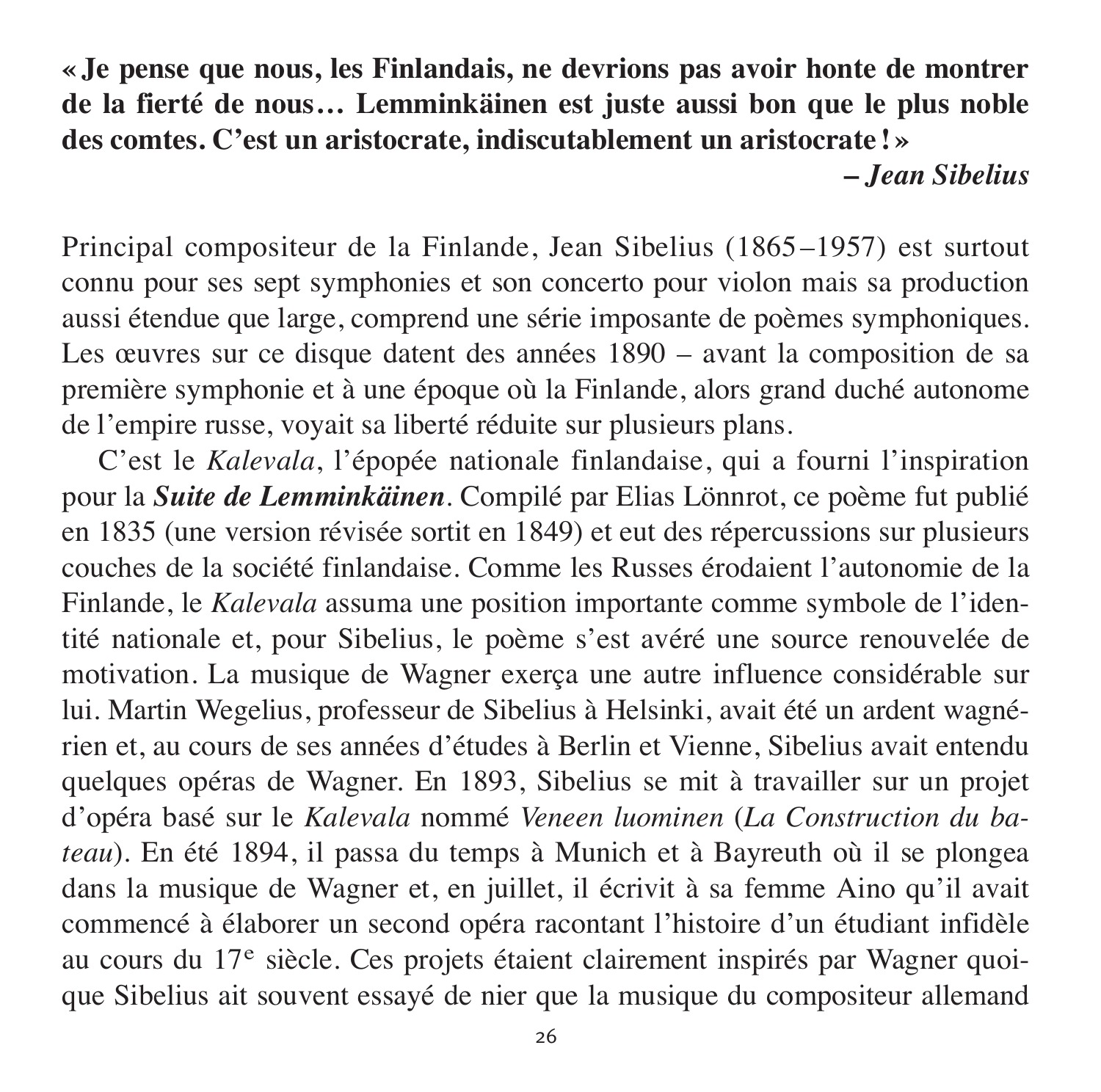**« Je pense que nous, les Finlandais, ne devrions pas avoir honte de montrer de la fierté de nous… Lemminkäinen est juste aussi bon que le plus noble des comtes. C'est un aristocrate, indiscutablement un aristocrate ! »**

***– Jean Sibelius***

Principal compositeur de la Finlande, Jean Sibelius (1865 – 1957) est surtout connu pour ses sept symphonies et son concerto pour violon mais sa production aussi étendue que large, comprend une série imposante de poèmes symphoniques. Les œuvres sur ce disque datent des années 1890 – avant la composition de sa première symphonie et à une époque où la Finlande, alors grand duché autonome de l'empire russe, voyait sa liberté réduite sur plusieurs plans.

C'est le *Kalevala*, l'épopée nationale finlandaise, qui a fourni l'inspiration pour la ***Suite de Lemminkäinen***. Compilé par Elias Lönnrot, ce poème fut publié en 1835 (une version révisée sortit en 1849) et eut des répercussions sur plusieurs couches de la société finlandaise. Comme les Russes érodaient l'autonomie de la Finlande, le *Kalevala* assuma une position importante comme symbole de l'identité nationale et, pour Sibelius, le poème s'est avéré une source renouvelée de motivation. La musique de Wagner exerça une autre influence considérable sur lui. Martin Wegelius, professeur de Sibelius à Helsinki, avait été un ardent wagnérien et, au cours de ses années d'études à Berlin et Vienne, Sibelius avait entendu quelques opéras de Wagner. En 1893, Sibelius se mit à travailler sur un projet d'opéra basé sur le *Kalevala* nommé *Veneen luominen* (*La Construction du bateau*). En été 1894, il passa du temps à Munich et à Bayreuth où il se plongea dans la musique de Wagner et, en juillet, il écrivit à sa femme Aino qu'il avait commencé à élaborer un second opéra racontant l'histoire d'un étudiant infidèle au cours du 17e siècle. Ces projets étaient clairement inspirés par Wagner quoique Sibelius ait souvent essayé de nier que la musique du compositeur allemand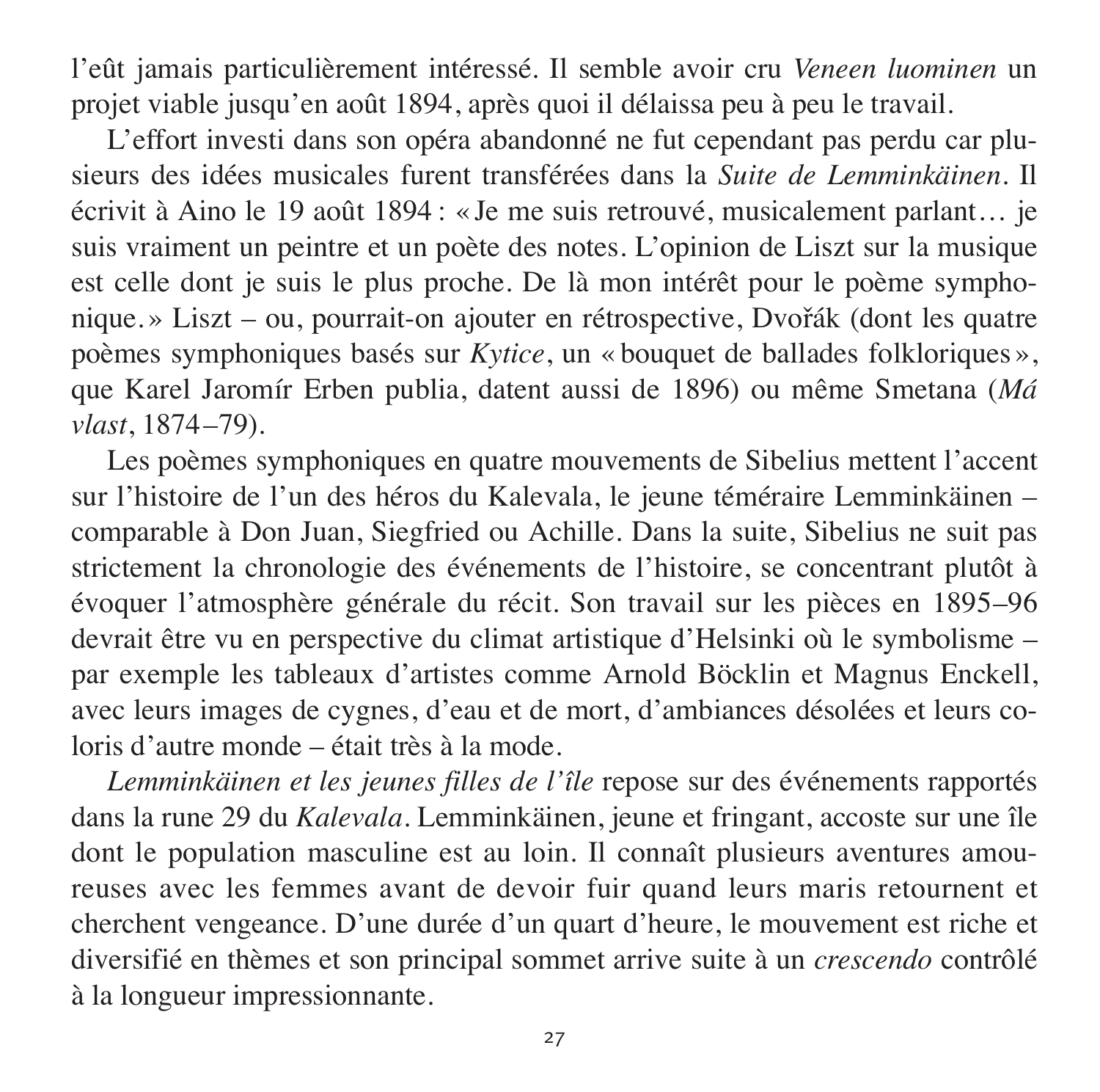l'eût jamais particulièrement intéressé. Il semble avoir cru *Veneen luominen* un projet viable jusqu'en août 1894, après quoi il délaissa peu à peu le travail.

L'effort investi dans son opéra abandonné ne fut cependant pas perdu car plusieurs des idées musicales furent transférées dans la *Suite de Lemminkäinen*. Il écrivit à Aino le 19 août 1894 : « Je me suis retrouvé, musicalement parlant… je suis vraiment un peintre et un poète des notes. L'opinion de Liszt sur la musique est celle dont je suis le plus proche. De là mon intérêt pour le poème symphonique. » Liszt – ou, pourrait-on ajouter en rétrospective, Dvořák (dont les quatre poèmes symphoniques basés sur *Kytice*, un « bouquet de ballades folkloriques », que Karel Jaromír Erben publia, datent aussi de 1896) ou même Smetana (*Má vlast*, 1874–79).

Les poèmes symphoniques en quatre mouvements de Sibelius mettent l'accent sur l'histoire de l'un des héros du Kalevala, le jeune téméraire Lemminkäinen – comparable à Don Juan, Siegfried ou Achille. Dans la suite, Sibelius ne suit pas strictement la chronologie des événements de l'histoire, se concentrant plutôt à évoquer l'atmosphère générale du récit. Son travail sur les pièces en 1895–96 devrait être vu en perspective du climat artistique d'Helsinki où le symbolisme – par exemple les tableaux d'artistes comme Arnold Böcklin et Magnus Enckell, avec leurs images de cygnes, d'eau et de mort, d'ambiances désolées et leurs coloris d'autre monde – était très à la mode.

*Lemminkäinen et les jeunes filles de l'île* repose sur des événements rapportés dans la rune 29 du *Kalevala*. Lemminkäinen, jeune et fringant, accoste sur une île dont le population masculine est au loin. Il connaît plusieurs aventures amoureuses avec les femmes avant de devoir fuir quand leurs maris retournent et cherchent vengeance. D'une durée d'un quart d'heure, le mouvement est riche et diversifié en thèmes et son principal sommet arrive suite à un *crescendo* contrôlé à la longueur impressionnante.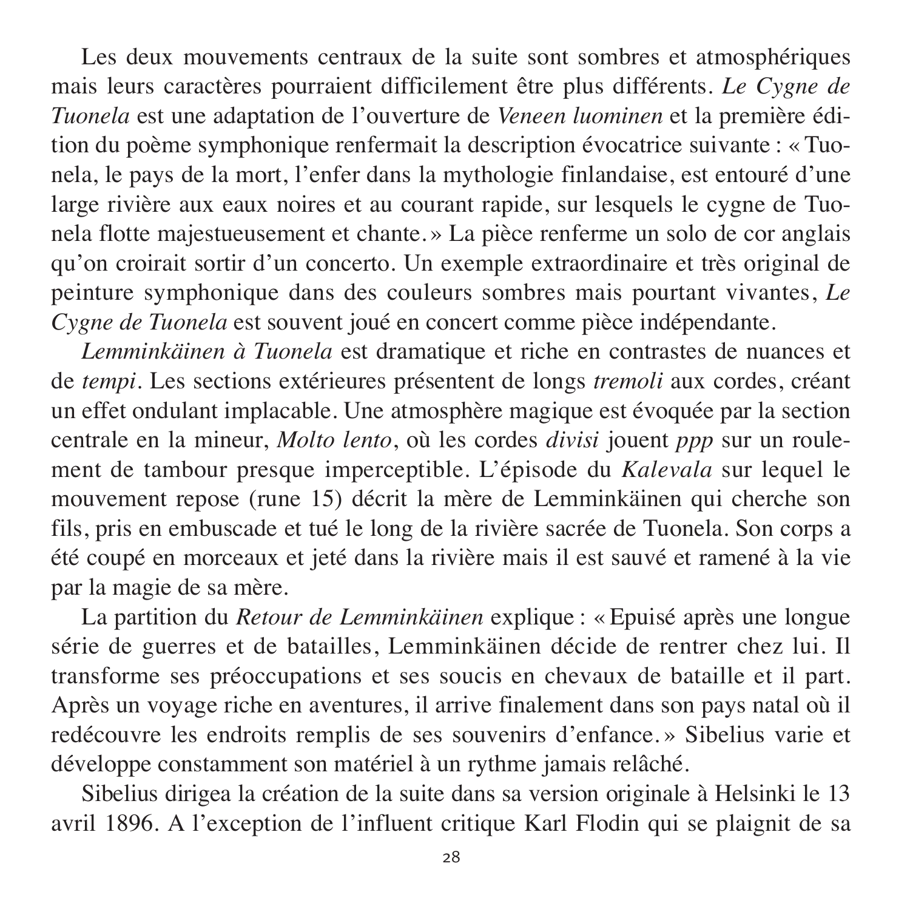Les deux mouvements centraux de la suite sont sombres et atmosphériques mais leurs caractères pourraient difficilement être plus différents. *Le Cygne de Tuonela* est une adaptation de l'ouverture de *Veneen luominen* et la première édition du poème symphonique renfermait la description évocatrice suivante : « Tuonela, le pays de la mort, l'enfer dans la mythologie finlandaise, est entouré d'une large rivière aux eaux noires et au courant rapide, sur lesquels le cygne de Tuonela flotte majestueusement et chante. » La pièce renferme un solo de cor anglais qu'on croirait sortir d'un concerto. Un exemple extraordinaire et très original de peinture symphonique dans des couleurs sombres mais pourtant vivantes, *Le Cygne de Tuonela* est souvent joué en concert comme pièce indépendante.

*Lemminkäinen à Tuonela* est dramatique et riche en contrastes de nuances et de *tempi*. Les sections extérieures présentent de longs *tremoli* aux cordes, créant un effet ondulant implacable. Une atmosphère magique est évoquée par la section centrale en la mineur, *Molto lento*, où les cordes *divisi* jouent *ppp* sur un roulement de tambour presque imperceptible. L'épisode du *Kalevala* sur lequel le mouvement repose (rune 15) décrit la mère de Lemminkäinen qui cherche son fils, pris en embuscade et tué le long de la rivière sacrée de Tuonela. Son corps a été coupé en morceaux et jeté dans la rivière mais il est sauvé et ramené à la vie par la magie de sa mère.

La partition du *Retour de Lemminkäinen* explique : « Epuisé après une longue série de guerres et de batailles, Lemminkäinen décide de rentrer chez lui. Il transforme ses préoccupations et ses soucis en chevaux de bataille et il part. Après un voyage riche en aventures, il arrive finalement dans son pays natal où il redécouvre les endroits remplis de ses souvenirs d'enfance. » Sibelius varie et développe constamment son matériel à un rythme jamais relâché.

Sibelius dirigea la création de la suite dans sa version originale à Helsinki le 13 avril 1896. A l'exception de l'influent critique Karl Flodin qui se plaignit de sa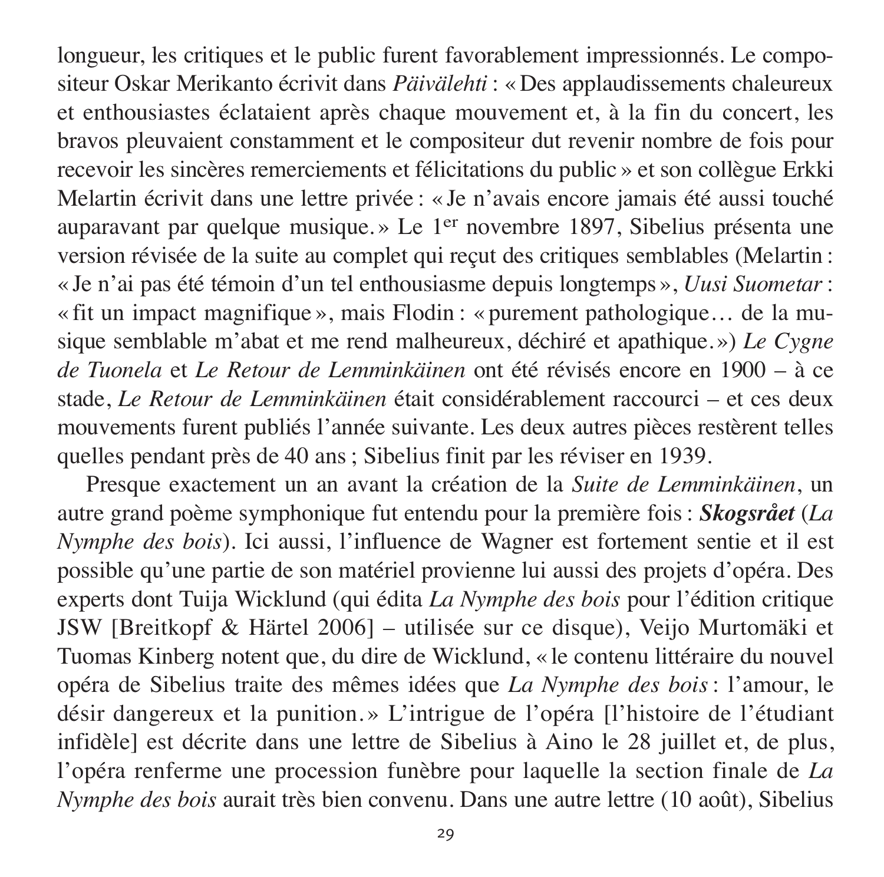longueur, les critiques et le public furent favorablement impressionnés. Le compositeur Oskar Merikanto écrivit dans *Päivälehti* : « Des applaudissements chaleureux et enthousiastes éclataient après chaque mouvement et, à la fin du concert, les bravos pleuvaient constamment et le compositeur dut revenir nombre de fois pour recevoir les sincères remerciements et félicitations du public » et son collègue Erkki Melartin écrivit dans une lettre privée : « Je n'avais encore jamais été aussi touché auparavant par quelque musique. » Le 1er novembre 1897, Sibelius présenta une version révisée de la suite au complet qui reçut des critiques semblables (Melartin : « Je n'ai pas été témoin d'un tel enthousiasme depuis longtemps », *Uusi Suometar* : « fit un impact magnifique », mais Flodin : « purement pathologique… de la musique semblable m'abat et me rend malheureux, déchiré et apathique. ») *Le Cygne de Tuonela* et *Le Retour de Lemminkäinen* ont été révisés encore en 1900 – à ce stade, *Le Retour de Lemminkäinen* était considérablement raccourci – et ces deux mouvements furent publiés l'année suivante. Les deux autres pièces restèrent telles quelles pendant près de 40 ans ; Sibelius finit par les réviser en 1939.

Presque exactement un an avant la création de la *Suite de Lemminkäinen*, un autre grand poème symphonique fut entendu pour la première fois : ***Skogsrået*** (*La Nymphe des bois*). Ici aussi, l'influence de Wagner est fortement sentie et il est possible qu'une partie de son matériel provienne lui aussi des projets d'opéra. Des experts dont Tuija Wicklund (qui édita *La Nymphe des bois* pour l'édition critique JSW [Breitkopf & Härtel 2006] – utilisée sur ce disque), Veijo Murtomäki et Tuomas Kinberg notent que, du dire de Wicklund, « le contenu littéraire du nouvel opéra de Sibelius traite des mêmes idées que *La Nymphe des bois* : l'amour, le désir dangereux et la punition. » L'intrigue de l'opéra [l'histoire de l'étudiant infidèle] est décrite dans une lettre de Sibelius à Aino le 28 juillet et, de plus, l'opéra renferme une procession funèbre pour laquelle la section finale de *La Nymphe des bois* aurait très bien convenu. Dans une autre lettre (10 août), Sibelius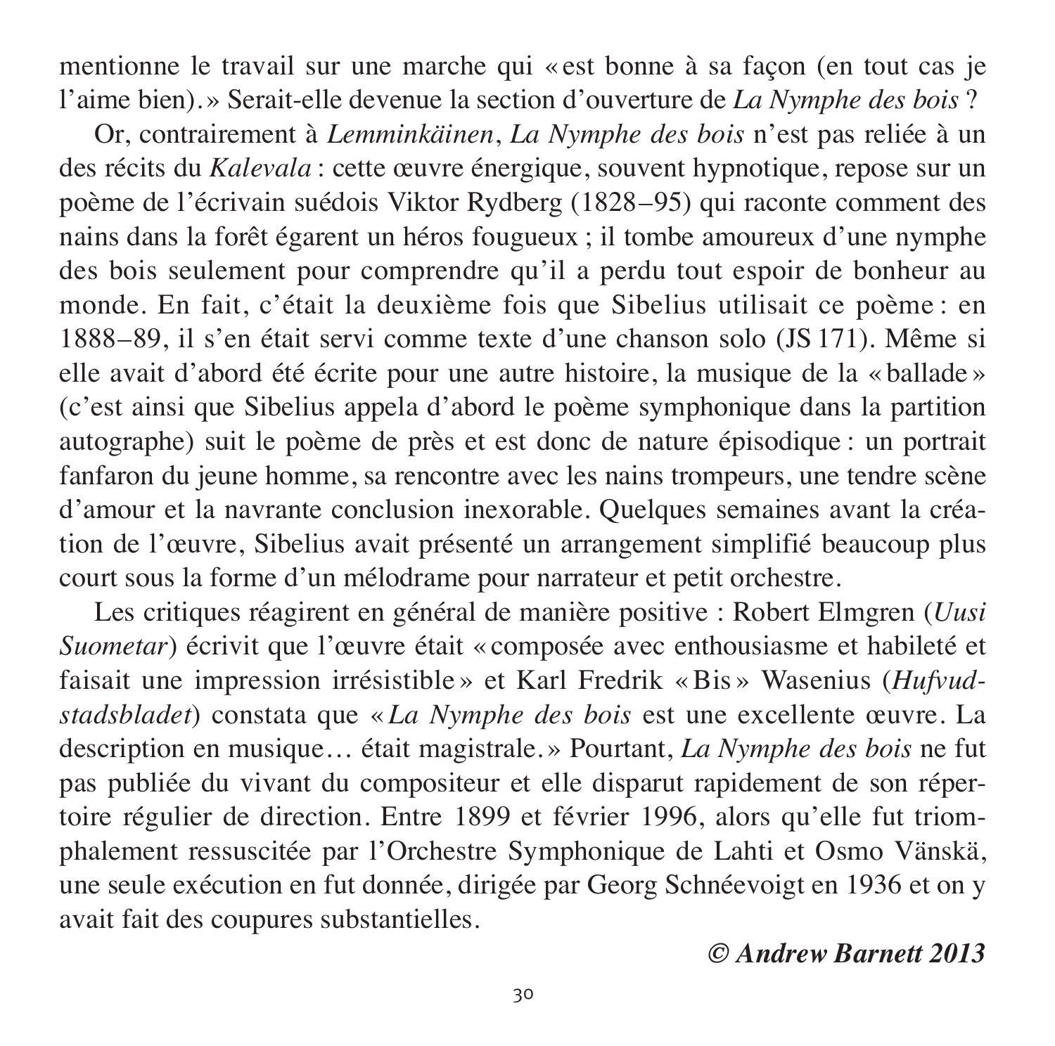mentionne le travail sur une marche qui « est bonne à sa façon (en tout cas je l'aime bien). » Serait-elle devenue la section d'ouverture de *La Nymphe des bois* ?

Or, contrairement à *Lemminkäinen*, *La Nymphe des bois* n'est pas reliée à un des récits du *Kalevala* : cette œuvre énergique, souvent hypnotique, repose sur un poème de l'écrivain suédois Viktor Rydberg (1828–95) qui raconte comment des nains dans la forêt égarent un héros fougueux ; il tombe amoureux d'une nymphe des bois seulement pour comprendre qu'il a perdu tout espoir de bonheur au monde. En fait, c'était la deuxième fois que Sibelius utilisait ce poème : en 1888–89, il s'en était servi comme texte d'une chanson solo (JS 171). Même si elle avait d'abord été écrite pour une autre histoire, la musique de la « ballade » (c'est ainsi que Sibelius appela d'abord le poème symphonique dans la partition autographe) suit le poème de près et est donc de nature épisodique : un portrait fanfaron du jeune homme, sa rencontre avec les nains trompeurs, une tendre scène d'amour et la navrante conclusion inexorable. Quelques semaines avant la création de l'œuvre, Sibelius avait présenté un arrangement simplifié beaucoup plus court sous la forme d'un mélodrame pour narrateur et petit orchestre.

Les critiques réagirent en général de manière positive : Robert Elmgren (*Uusi Suometar*) écrivit que l'œuvre était « composée avec enthousiasme et habileté et faisait une impression irrésistible » et Karl Fredrik « Bis » Wasenius (*Hufvudstadsbladet*) constata que « *La Nymphe des bois* est une excellente œuvre. La description en musique… était magistrale. » Pourtant, *La Nymphe des bois* ne fut pas publiée du vivant du compositeur et elle disparut rapidement de son répertoire régulier de direction. Entre 1899 et février 1996, alors qu'elle fut triomphalement ressuscitée par l'Orchestre Symphonique de Lahti et Osmo Vänskä, une seule exécution en fut donnée, dirigée par Georg Schnéevoigt en 1936 et on y avait fait des coupures substantielles.

***© Andrew Barnett 2013***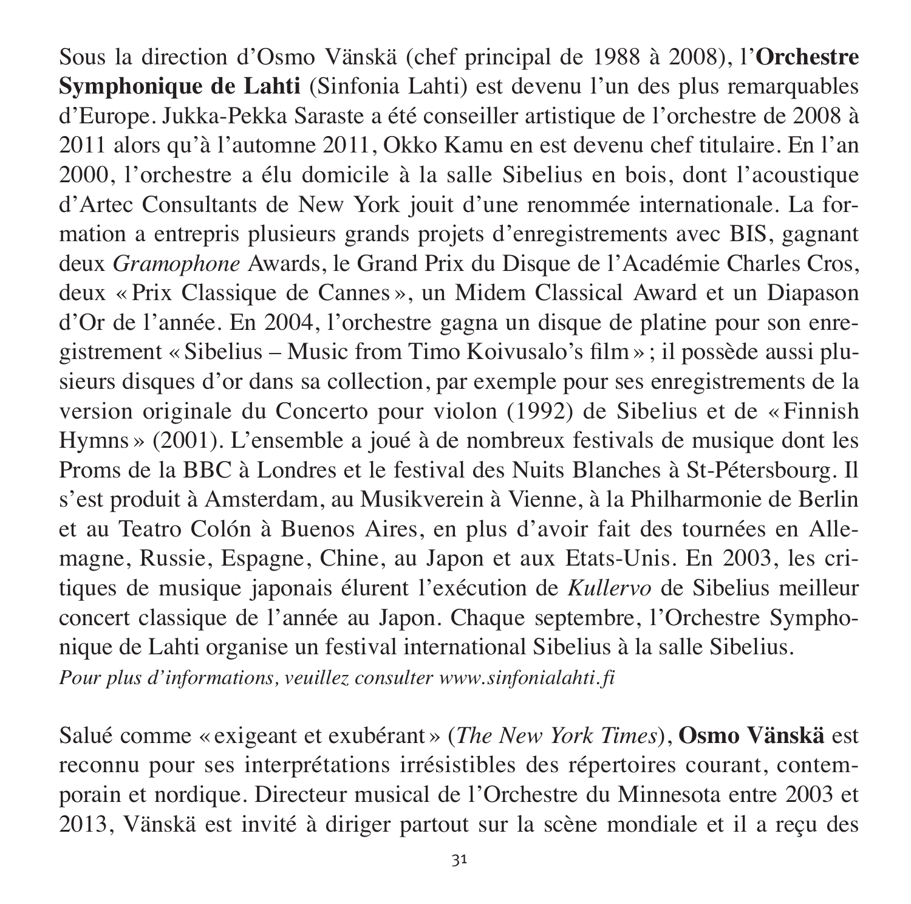Sous la direction d'Osmo Vänskä (chef principal de 1988 à 2008), l'**Orchestre Symphonique de Lahti** (Sinfonia Lahti) est devenu l'un des plus remarquables d'Europe. Jukka-Pekka Saraste a été conseiller artistique de l'orchestre de 2008 à 2011 alors qu'à l'automne 2011, Okko Kamu en est devenu chef titulaire. En l'an 2000, l'orchestre a élu domicile à la salle Sibelius en bois, dont l'acoustique d'Artec Consultants de New York jouit d'une renommée internationale. La formation a entrepris plusieurs grands projets d'enregistrements avec BIS, gagnant deux *Gramophone* Awards, le Grand Prix du Disque de l'Académie Charles Cros, deux « Prix Classique de Cannes », un Midem Classical Award et un Diapason d'Or de l'année. En 2004, l'orchestre gagna un disque de platine pour son enregistrement « Sibelius – Music from Timo Koivusalo's film » ; il possède aussi plusieurs disques d'or dans sa collection, par exemple pour ses enregistrements de la version originale du Concerto pour violon (1992) de Sibelius et de « Finnish Hymns » (2001). L'ensemble a joué à de nombreux festivals de musique dont les Proms de la BBC à Londres et le festival des Nuits Blanches à St-Pétersbourg. Il s'est produit à Amsterdam, au Musikverein à Vienne, à la Philharmonie de Berlin et au Teatro Colón à Buenos Aires, en plus d'avoir fait des tournées en Allemagne, Russie, Espagne, Chine, au Japon et aux Etats-Unis. En 2003, les critiques de musique japonais élurent l'exécution de *Kullervo* de Sibelius meilleur concert classique de l'année au Japon. Chaque septembre, l'Orchestre Symphonique de Lahti organise un festival international Sibelius à la salle Sibelius.
*Pour plus d'informations, veuillez consulter www.sinfonialahti.fi*

Salué comme « exigeant et exubérant » (*The New York Times*), **Osmo Vänskä** est reconnu pour ses interprétations irrésistibles des répertoires courant, contemporain et nordique. Directeur musical de l'Orchestre du Minnesota entre 2003 et 2013, Vänskä est invité à diriger partout sur la scène mondiale et il a reçu des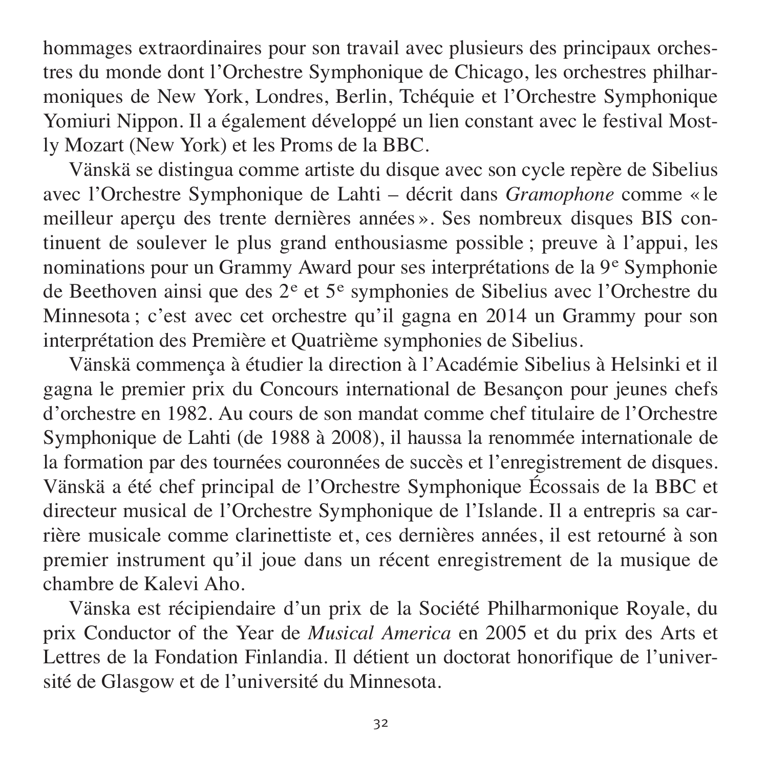hommages extraordinaires pour son travail avec plusieurs des principaux orchestres du monde dont l'Orchestre Symphonique de Chicago, les orchestres philharmoniques de New York, Londres, Berlin, Tchéquie et l'Orchestre Symphonique Yomiuri Nippon. Il a également développé un lien constant avec le festival Mostly Mozart (New York) et les Proms de la BBC.

Vänskä se distingua comme artiste du disque avec son cycle repère de Sibelius avec l'Orchestre Symphonique de Lahti – décrit dans *Gramophone* comme « le meilleur aperçu des trente dernières années ». Ses nombreux disques BIS continuent de soulever le plus grand enthousiasme possible ; preuve à l'appui, les nominations pour un Grammy Award pour ses interprétations de la 9[e] Symphonie de Beethoven ainsi que des 2[e] et 5[e] symphonies de Sibelius avec l'Orchestre du Minnesota ; c'est avec cet orchestre qu'il gagna en 2014 un Grammy pour son interprétation des Première et Quatrième symphonies de Sibelius.

Vänskä commença à étudier la direction à l'Académie Sibelius à Helsinki et il gagna le premier prix du Concours international de Besançon pour jeunes chefs d'orchestre en 1982. Au cours de son mandat comme chef titulaire de l'Orchestre Symphonique de Lahti (de 1988 à 2008), il haussa la renommée internationale de la formation par des tournées couronnées de succès et l'enregistrement de disques. Vänskä a été chef principal de l'Orchestre Symphonique Écossais de la BBC et directeur musical de l'Orchestre Symphonique de l'Islande. Il a entrepris sa carrière musicale comme clarinettiste et, ces dernières années, il est retourné à son premier instrument qu'il joue dans un récent enregistrement de la musique de chambre de Kalevi Aho.

Vänska est récipiendaire d'un prix de la Société Philharmonique Royale, du prix Conductor of the Year de *Musical America* en 2005 et du prix des Arts et Lettres de la Fondation Finlandia. Il détient un doctorat honorifique de l'université de Glasgow et de l'université du Minnesota.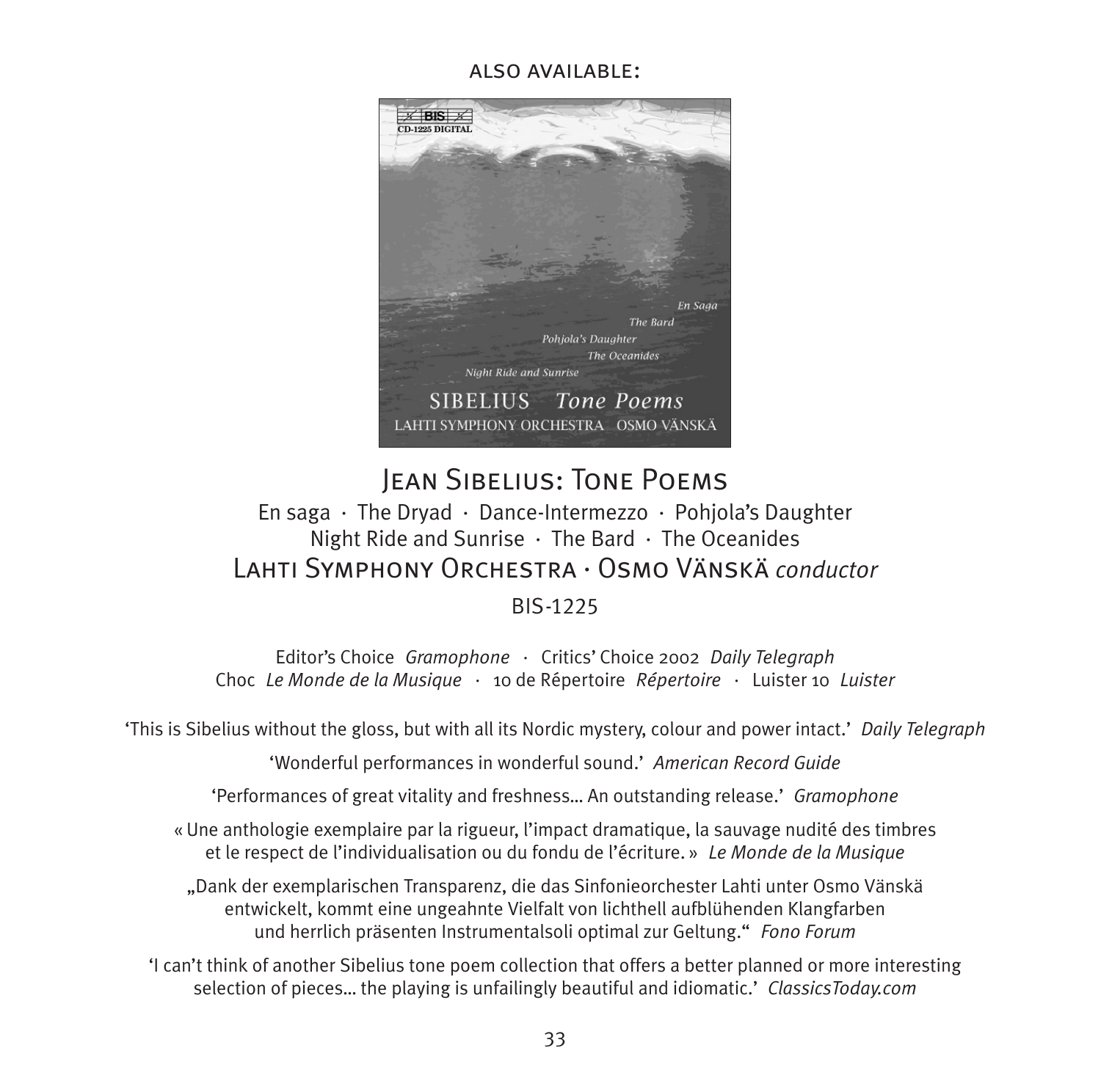ALSO AVAILABLE:

## Jean Sibelius: Tone Poems

En saga · The Dryad · Dance-Intermezzo · Pohjola's Daughter
Night Ride and Sunrise · The Bard · The Oceanides

Lahti Symphony Orchestra · Osmo Vänskä *conductor*

BIS-1225

Editor's Choice *Gramophone* · Critics' Choice 2002 *Daily Telegraph*
Choc *Le Monde de la Musique* · 10 de Répertoire *Répertoire* · Luister 10 *Luister*

'This is Sibelius without the gloss, but with all its Nordic mystery, colour and power intact.' *Daily Telegraph*

'Wonderful performances in wonderful sound.' *American Record Guide*

'Performances of great vitality and freshness... An outstanding release.' *Gramophone*

« Une anthologie exemplaire par la rigueur, l'impact dramatique, la sauvage nudité des timbres et le respect de l'individualisation ou du fondu de l'écriture. » *Le Monde de la Musique*

„Dank der exemplarischen Transparenz, die das Sinfonieorchester Lahti unter Osmo Vänskä entwickelt, kommt eine ungeahnte Vielfalt von lichthell aufblühenden Klangfarben und herrlich präsenten Instrumentalsoli optimal zur Geltung." *Fono Forum*

'I can't think of another Sibelius tone poem collection that offers a better planned or more interesting selection of pieces... the playing is unfailingly beautiful and idiomatic.' *ClassicsToday.com*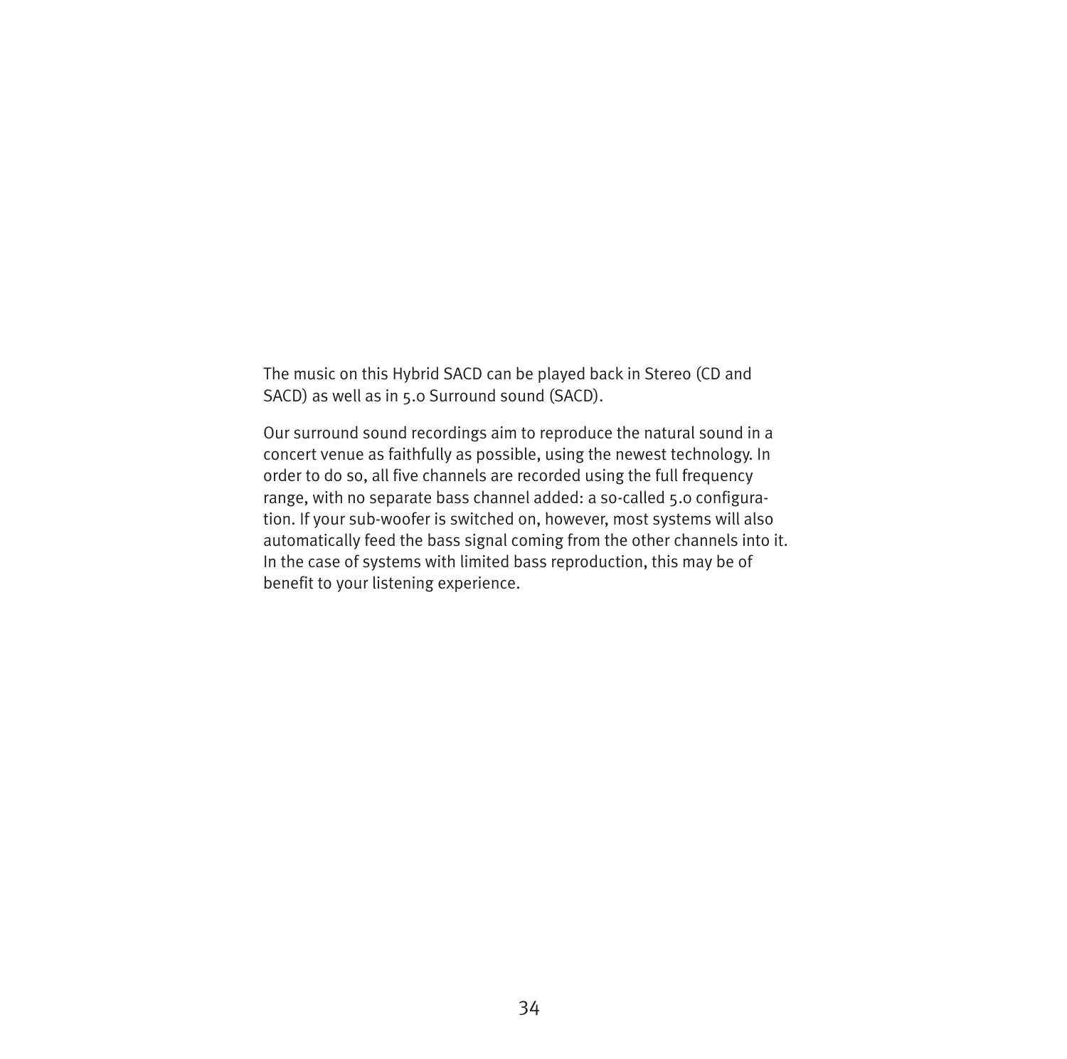The music on this Hybrid SACD can be played back in Stereo (CD and SACD) as well as in 5.0 Surround sound (SACD).

Our surround sound recordings aim to reproduce the natural sound in a concert venue as faithfully as possible, using the newest technology. In order to do so, all five channels are recorded using the full frequency range, with no separate bass channel added: a so-called 5.0 configuration. If your sub-woofer is switched on, however, most systems will also automatically feed the bass signal coming from the other channels into it. In the case of systems with limited bass reproduction, this may be of benefit to your listening experience.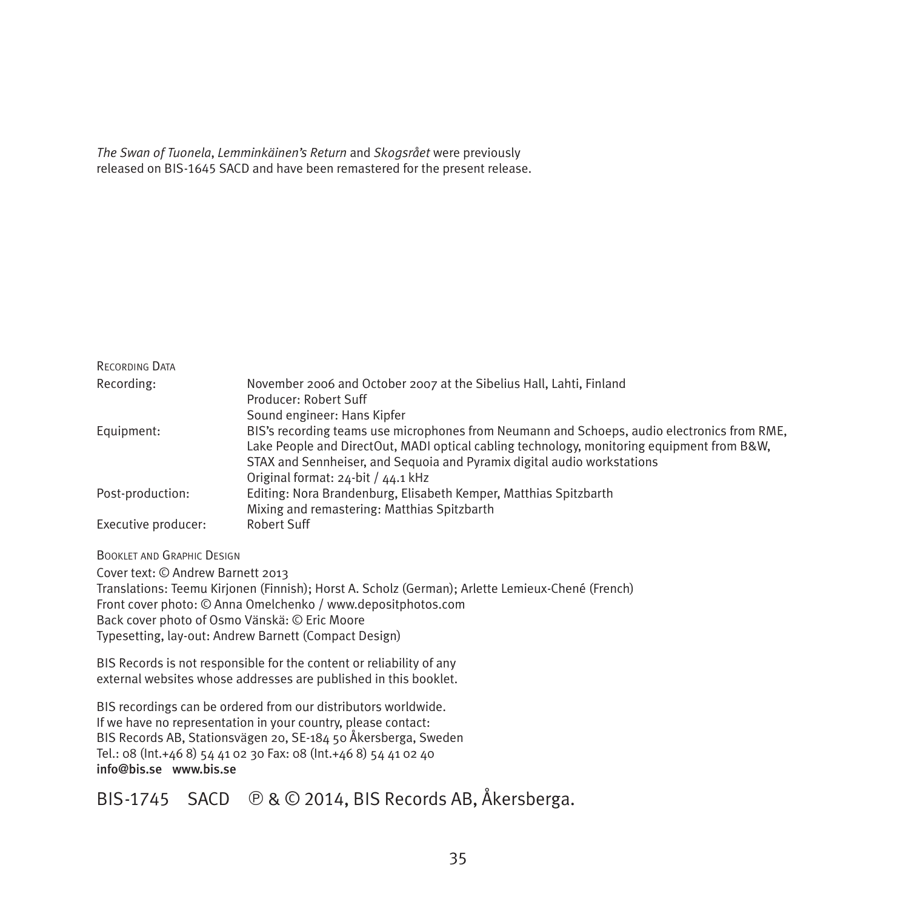*The Swan of Tuonela*, *Lemminkäinen's Return* and *Skogsrået* were previously released on BIS-1645 SACD and have been remastered for the present release.

Recording Data

| | |
|---|---|
| Recording: | November 2006 and October 2007 at the Sibelius Hall, Lahti, Finland<br>Producer: Robert Suff<br>Sound engineer: Hans Kipfer |
| Equipment: | BIS's recording teams use microphones from Neumann and Schoeps, audio electronics from RME, Lake People and DirectOut, MADI optical cabling technology, monitoring equipment from B&W, STAX and Sennheiser, and Sequoia and Pyramix digital audio workstations<br>Original format: 24-bit / 44.1 kHz |
| Post-production: | Editing: Nora Brandenburg, Elisabeth Kemper, Matthias Spitzbarth<br>Mixing and remastering: Matthias Spitzbarth |
| Executive producer: | Robert Suff |

Booklet and Graphic Design

Cover text: © Andrew Barnett 2013
Translations: Teemu Kirjonen (Finnish); Horst A. Scholz (German); Arlette Lemieux-Chené (French)
Front cover photo: © Anna Omelchenko / www.depositphotos.com
Back cover photo of Osmo Vänskä: © Eric Moore
Typesetting, lay-out: Andrew Barnett (Compact Design)

BIS Records is not responsible for the content or reliability of any external websites whose addresses are published in this booklet.

BIS recordings can be ordered from our distributors worldwide.
If we have no representation in your country, please contact:
BIS Records AB, Stationsvägen 20, SE-184 50 Åkersberga, Sweden
Tel.: 08 (Int.+46 8) 54 41 02 30 Fax: 08 (Int.+46 8) 54 41 02 40
**info@bis.se www.bis.se**

BIS-1745 SACD ℗ & © 2014, BIS Records AB, Åkersberga.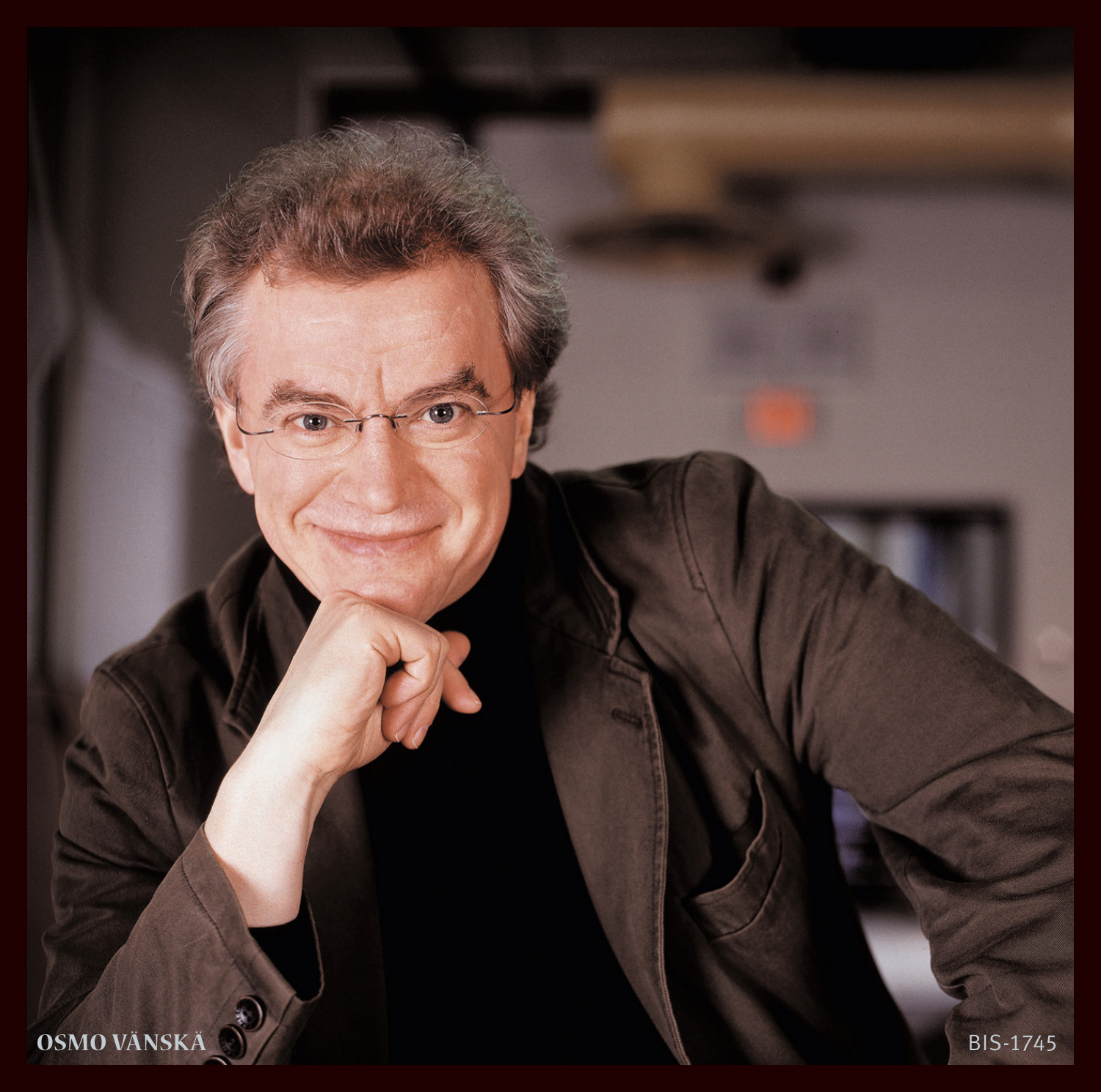OSMO VÄNSKÄ

BIS-1745